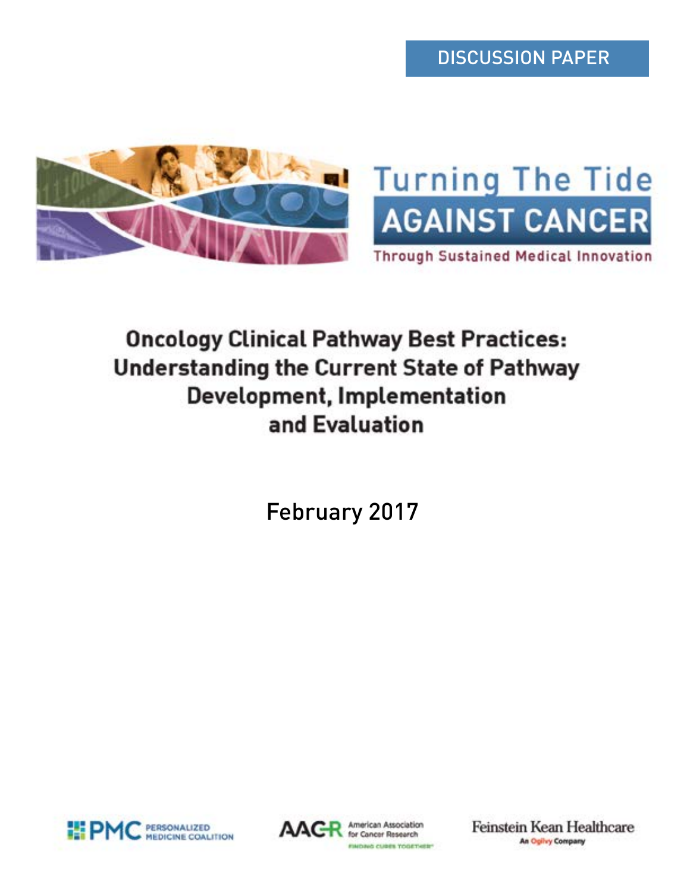DISCUSSION PAPER

Turning The Tide
AGAINST CANCER
Through Sustained Medical Innovation

# Oncology Clinical Pathway Best Practices: Understanding the Current State of Pathway Development, Implementation and Evaluation

February 2017

PMC PERSONALIZED MEDICINE COALITION

AACR American Association for Cancer Research
FINDING CURES TOGETHER

Feinstein Kean Healthcare
An Ogilvy Company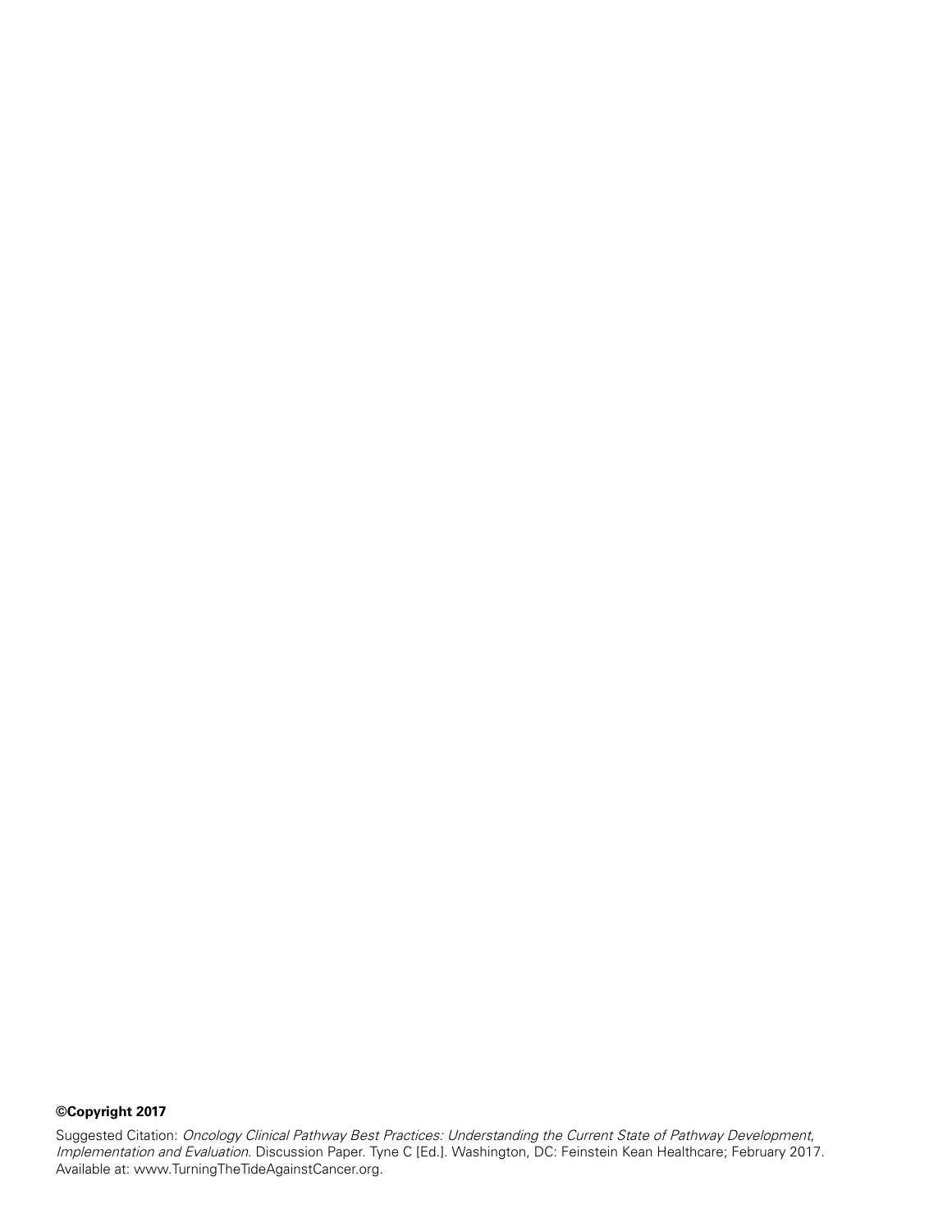**©Copyright 2017**

Suggested Citation: *Oncology Clinical Pathway Best Practices: Understanding the Current State of Pathway Development, Implementation and Evaluation*. Discussion Paper. Tyne C [Ed.]. Washington, DC: Feinstein Kean Healthcare; February 2017. Available at: www.TurningTheTideAgainstCancer.org.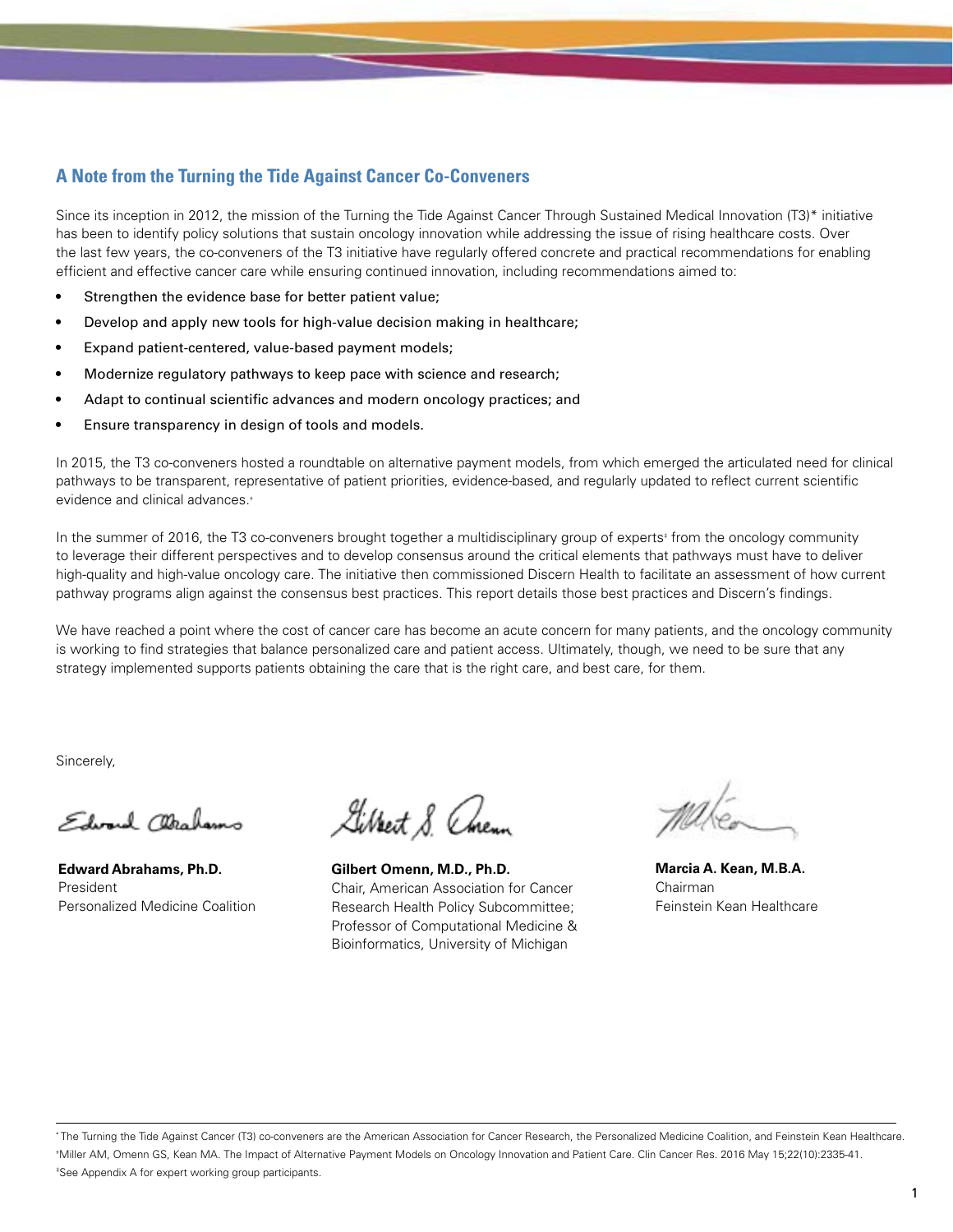## A Note from the Turning the Tide Against Cancer Co-Conveners

Since its inception in 2012, the mission of the Turning the Tide Against Cancer Through Sustained Medical Innovation (T3)* initiative has been to identify policy solutions that sustain oncology innovation while addressing the issue of rising healthcare costs. Over the last few years, the co-conveners of the T3 initiative have regularly offered concrete and practical recommendations for enabling efficient and effective cancer care while ensuring continued innovation, including recommendations aimed to:

- Strengthen the evidence base for better patient value;
- Develop and apply new tools for high-value decision making in healthcare;
- Expand patient-centered, value-based payment models;
- Modernize regulatory pathways to keep pace with science and research;
- Adapt to continual scientific advances and modern oncology practices; and
- Ensure transparency in design of tools and models.

In 2015, the T3 co-conveners hosted a roundtable on alternative payment models, from which emerged the articulated need for clinical pathways to be transparent, representative of patient priorities, evidence-based, and regularly updated to reflect current scientific evidence and clinical advances.[†]

In the summer of 2016, the T3 co-conveners brought together a multidisciplinary group of experts[‡] from the oncology community to leverage their different perspectives and to develop consensus around the critical elements that pathways must have to deliver high-quality and high-value oncology care. The initiative then commissioned Discern Health to facilitate an assessment of how current pathway programs align against the consensus best practices. This report details those best practices and Discern's findings.

We have reached a point where the cost of cancer care has become an acute concern for many patients, and the oncology community is working to find strategies that balance personalized care and patient access. Ultimately, though, we need to be sure that any strategy implemented supports patients obtaining the care that is the right care, and best care, for them.

Sincerely,

**Edward Abrahams, Ph.D.**
President
Personalized Medicine Coalition

**Gilbert Omenn, M.D., Ph.D.**
Chair, American Association for Cancer Research Health Policy Subcommittee;
Professor of Computational Medicine & Bioinformatics, University of Michigan

**Marcia A. Kean, M.B.A.**
Chairman
Feinstein Kean Healthcare

---

* The Turning the Tide Against Cancer (T3) co-conveners are the American Association for Cancer Research, the Personalized Medicine Coalition, and Feinstein Kean Healthcare.

† Miller AM, Omenn GS, Kean MA. The Impact of Alternative Payment Models on Oncology Innovation and Patient Care. Clin Cancer Res. 2016 May 15;22(10):2335-41.

‡ See Appendix A for expert working group participants.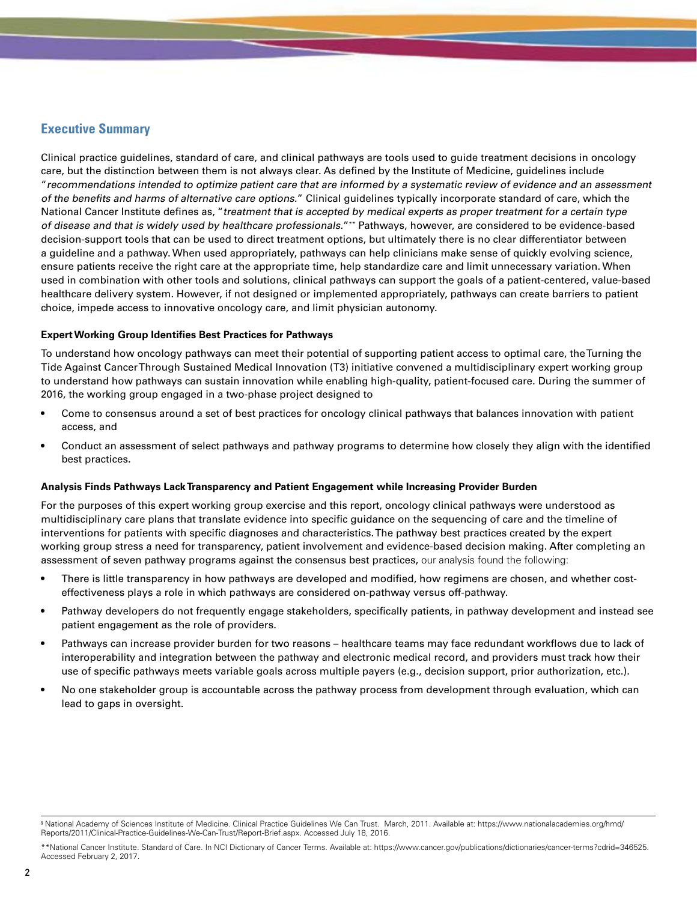## Executive Summary

Clinical practice guidelines, standard of care, and clinical pathways are tools used to guide treatment decisions in oncology care, but the distinction between them is not always clear. As defined by the Institute of Medicine, guidelines include "*recommendations intended to optimize patient care that are informed by a systematic review of evidence and an assessment of the benefits and harms of alternative care options.*" Clinical guidelines typically incorporate standard of care, which the National Cancer Institute defines as, "*treatment that is accepted by medical experts as proper treatment for a certain type of disease and that is widely used by healthcare professionals.*"** Pathways, however, are considered to be evidence-based decision-support tools that can be used to direct treatment options, but ultimately there is no clear differentiator between a guideline and a pathway. When used appropriately, pathways can help clinicians make sense of quickly evolving science, ensure patients receive the right care at the appropriate time, help standardize care and limit unnecessary variation. When used in combination with other tools and solutions, clinical pathways can support the goals of a patient-centered, value-based healthcare delivery system. However, if not designed or implemented appropriately, pathways can create barriers to patient choice, impede access to innovative oncology care, and limit physician autonomy.

### Expert Working Group Identifies Best Practices for Pathways

To understand how oncology pathways can meet their potential of supporting patient access to optimal care, the Turning the Tide Against Cancer Through Sustained Medical Innovation (T3) initiative convened a multidisciplinary expert working group to understand how pathways can sustain innovation while enabling high-quality, patient-focused care. During the summer of 2016, the working group engaged in a two-phase project designed to

- Come to consensus around a set of best practices for oncology clinical pathways that balances innovation with patient access, and
- Conduct an assessment of select pathways and pathway programs to determine how closely they align with the identified best practices.

### Analysis Finds Pathways Lack Transparency and Patient Engagement while Increasing Provider Burden

For the purposes of this expert working group exercise and this report, oncology clinical pathways were understood as multidisciplinary care plans that translate evidence into specific guidance on the sequencing of care and the timeline of interventions for patients with specific diagnoses and characteristics. The pathway best practices created by the expert working group stress a need for transparency, patient involvement and evidence-based decision making. After completing an assessment of seven pathway programs against the consensus best practices, our analysis found the following:

- There is little transparency in how pathways are developed and modified, how regimens are chosen, and whether cost-effectiveness plays a role in which pathways are considered on-pathway versus off-pathway.
- Pathway developers do not frequently engage stakeholders, specifically patients, in pathway development and instead see patient engagement as the role of providers.
- Pathways can increase provider burden for two reasons – healthcare teams may face redundant workflows due to lack of interoperability and integration between the pathway and electronic medical record, and providers must track how their use of specific pathways meets variable goals across multiple payers (e.g., decision support, prior authorization, etc.).
- No one stakeholder group is accountable across the pathway process from development through evaluation, which can lead to gaps in oversight.

---

§ National Academy of Sciences Institute of Medicine. Clinical Practice Guidelines We Can Trust. March, 2011. Available at: https://www.nationalacademies.org/hmd/Reports/2011/Clinical-Practice-Guidelines-We-Can-Trust/Report-Brief.aspx. Accessed July 18, 2016.

**National Cancer Institute. Standard of Care. In NCI Dictionary of Cancer Terms. Available at: https://www.cancer.gov/publications/dictionaries/cancer-terms?cdrid=346525. Accessed February 2, 2017.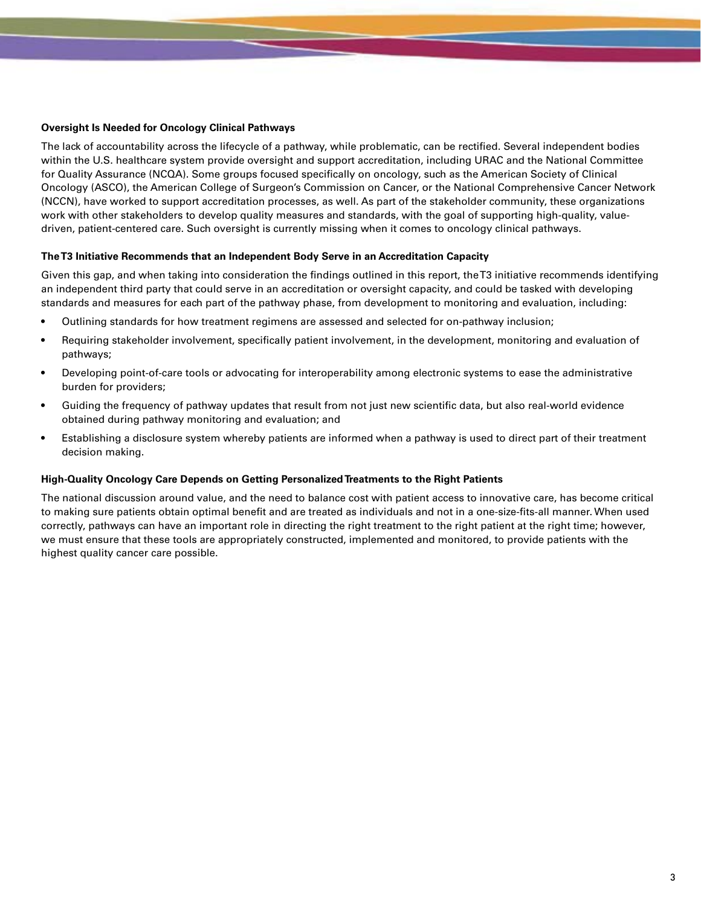### Oversight Is Needed for Oncology Clinical Pathways

The lack of accountability across the lifecycle of a pathway, while problematic, can be rectified. Several independent bodies within the U.S. healthcare system provide oversight and support accreditation, including URAC and the National Committee for Quality Assurance (NCQA). Some groups focused specifically on oncology, such as the American Society of Clinical Oncology (ASCO), the American College of Surgeon's Commission on Cancer, or the National Comprehensive Cancer Network (NCCN), have worked to support accreditation processes, as well. As part of the stakeholder community, these organizations work with other stakeholders to develop quality measures and standards, with the goal of supporting high-quality, value-driven, patient-centered care. Such oversight is currently missing when it comes to oncology clinical pathways.

### The T3 Initiative Recommends that an Independent Body Serve in an Accreditation Capacity

Given this gap, and when taking into consideration the findings outlined in this report, the T3 initiative recommends identifying an independent third party that could serve in an accreditation or oversight capacity, and could be tasked with developing standards and measures for each part of the pathway phase, from development to monitoring and evaluation, including:

- Outlining standards for how treatment regimens are assessed and selected for on-pathway inclusion;
- Requiring stakeholder involvement, specifically patient involvement, in the development, monitoring and evaluation of pathways;
- Developing point-of-care tools or advocating for interoperability among electronic systems to ease the administrative burden for providers;
- Guiding the frequency of pathway updates that result from not just new scientific data, but also real-world evidence obtained during pathway monitoring and evaluation; and
- Establishing a disclosure system whereby patients are informed when a pathway is used to direct part of their treatment decision making.

### High-Quality Oncology Care Depends on Getting Personalized Treatments to the Right Patients

The national discussion around value, and the need to balance cost with patient access to innovative care, has become critical to making sure patients obtain optimal benefit and are treated as individuals and not in a one-size-fits-all manner. When used correctly, pathways can have an important role in directing the right treatment to the right patient at the right time; however, we must ensure that these tools are appropriately constructed, implemented and monitored, to provide patients with the highest quality cancer care possible.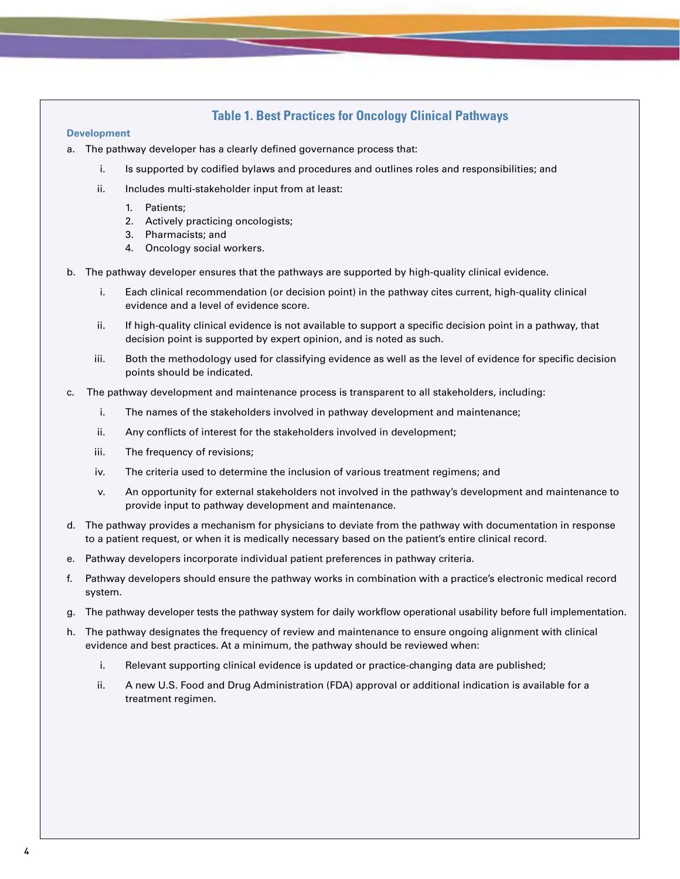## Table 1. Best Practices for Oncology Clinical Pathways

### Development

a. The pathway developer has a clearly defined governance process that:

   i. Is supported by codified bylaws and procedures and outlines roles and responsibilities; and

   ii. Includes multi-stakeholder input from at least:

      1. Patients;
      2. Actively practicing oncologists;
      3. Pharmacists; and
      4. Oncology social workers.

b. The pathway developer ensures that the pathways are supported by high-quality clinical evidence.

   i. Each clinical recommendation (or decision point) in the pathway cites current, high-quality clinical evidence and a level of evidence score.

   ii. If high-quality clinical evidence is not available to support a specific decision point in a pathway, that decision point is supported by expert opinion, and is noted as such.

   iii. Both the methodology used for classifying evidence as well as the level of evidence for specific decision points should be indicated.

c. The pathway development and maintenance process is transparent to all stakeholders, including:

   i. The names of the stakeholders involved in pathway development and maintenance;

   ii. Any conflicts of interest for the stakeholders involved in development;

   iii. The frequency of revisions;

   iv. The criteria used to determine the inclusion of various treatment regimens; and

   v. An opportunity for external stakeholders not involved in the pathway's development and maintenance to provide input to pathway development and maintenance.

d. The pathway provides a mechanism for physicians to deviate from the pathway with documentation in response to a patient request, or when it is medically necessary based on the patient's entire clinical record.

e. Pathway developers incorporate individual patient preferences in pathway criteria.

f. Pathway developers should ensure the pathway works in combination with a practice's electronic medical record system.

g. The pathway developer tests the pathway system for daily workflow operational usability before full implementation.

h. The pathway designates the frequency of review and maintenance to ensure ongoing alignment with clinical evidence and best practices. At a minimum, the pathway should be reviewed when:

   i. Relevant supporting clinical evidence is updated or practice-changing data are published;

   ii. A new U.S. Food and Drug Administration (FDA) approval or additional indication is available for a treatment regimen.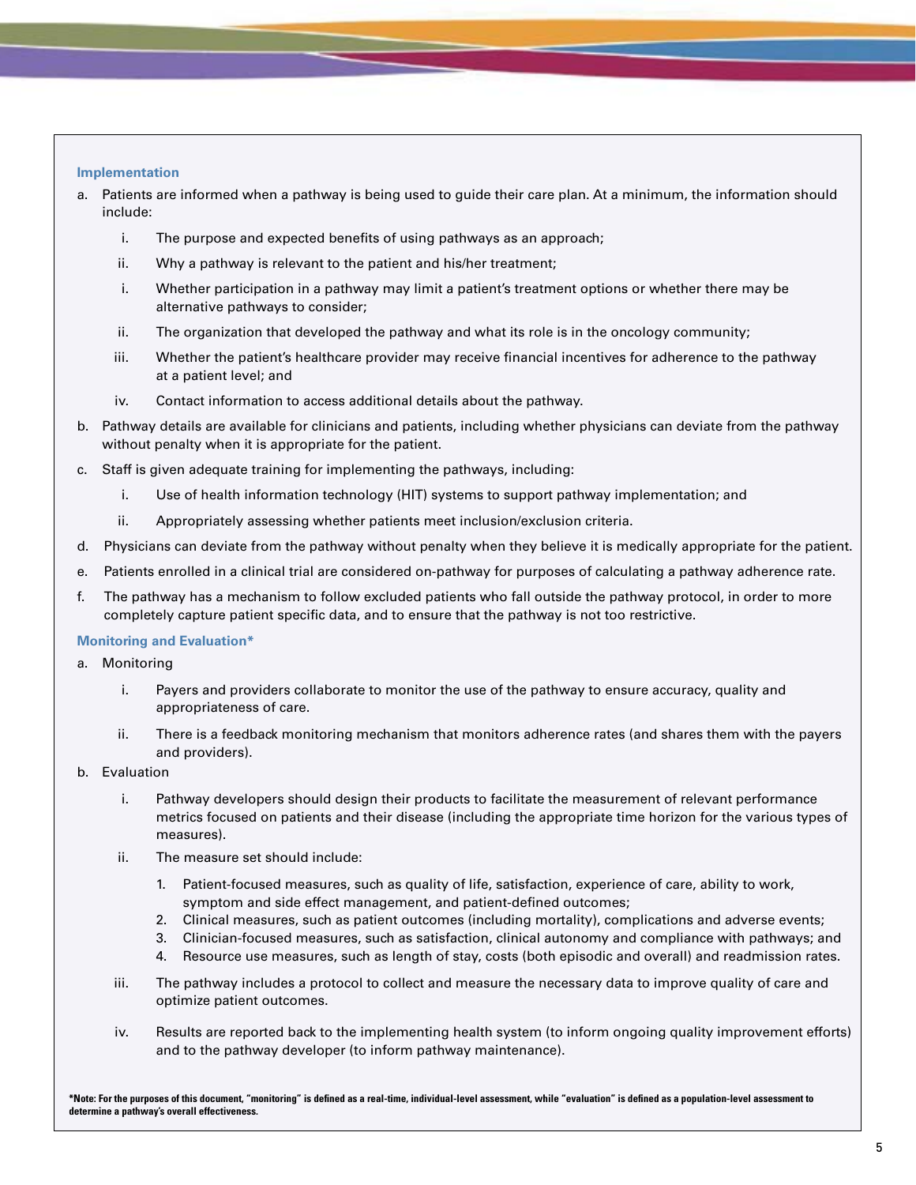### Implementation

a. Patients are informed when a pathway is being used to guide their care plan. At a minimum, the information should include:

   i. The purpose and expected benefits of using pathways as an approach;

   ii. Why a pathway is relevant to the patient and his/her treatment;

   i. Whether participation in a pathway may limit a patient's treatment options or whether there may be alternative pathways to consider;

   ii. The organization that developed the pathway and what its role is in the oncology community;

   iii. Whether the patient's healthcare provider may receive financial incentives for adherence to the pathway at a patient level; and

   iv. Contact information to access additional details about the pathway.

b. Pathway details are available for clinicians and patients, including whether physicians can deviate from the pathway without penalty when it is appropriate for the patient.

c. Staff is given adequate training for implementing the pathways, including:

   i. Use of health information technology (HIT) systems to support pathway implementation; and

   ii. Appropriately assessing whether patients meet inclusion/exclusion criteria.

d. Physicians can deviate from the pathway without penalty when they believe it is medically appropriate for the patient.

e. Patients enrolled in a clinical trial are considered on-pathway for purposes of calculating a pathway adherence rate.

f. The pathway has a mechanism to follow excluded patients who fall outside the pathway protocol, in order to more completely capture patient specific data, and to ensure that the pathway is not too restrictive.

### Monitoring and Evaluation*

a. Monitoring

   i. Payers and providers collaborate to monitor the use of the pathway to ensure accuracy, quality and appropriateness of care.

   ii. There is a feedback monitoring mechanism that monitors adherence rates (and shares them with the payers and providers).

b. Evaluation

   i. Pathway developers should design their products to facilitate the measurement of relevant performance metrics focused on patients and their disease (including the appropriate time horizon for the various types of measures).

   ii. The measure set should include:

      1. Patient-focused measures, such as quality of life, satisfaction, experience of care, ability to work, symptom and side effect management, and patient-defined outcomes;
      2. Clinical measures, such as patient outcomes (including mortality), complications and adverse events;
      3. Clinician-focused measures, such as satisfaction, clinical autonomy and compliance with pathways; and
      4. Resource use measures, such as length of stay, costs (both episodic and overall) and readmission rates.

   iii. The pathway includes a protocol to collect and measure the necessary data to improve quality of care and optimize patient outcomes.

   iv. Results are reported back to the implementing health system (to inform ongoing quality improvement efforts) and to the pathway developer (to inform pathway maintenance).

**\*Note: For the purposes of this document, "monitoring" is defined as a real-time, individual-level assessment, while "evaluation" is defined as a population-level assessment to determine a pathway's overall effectiveness.**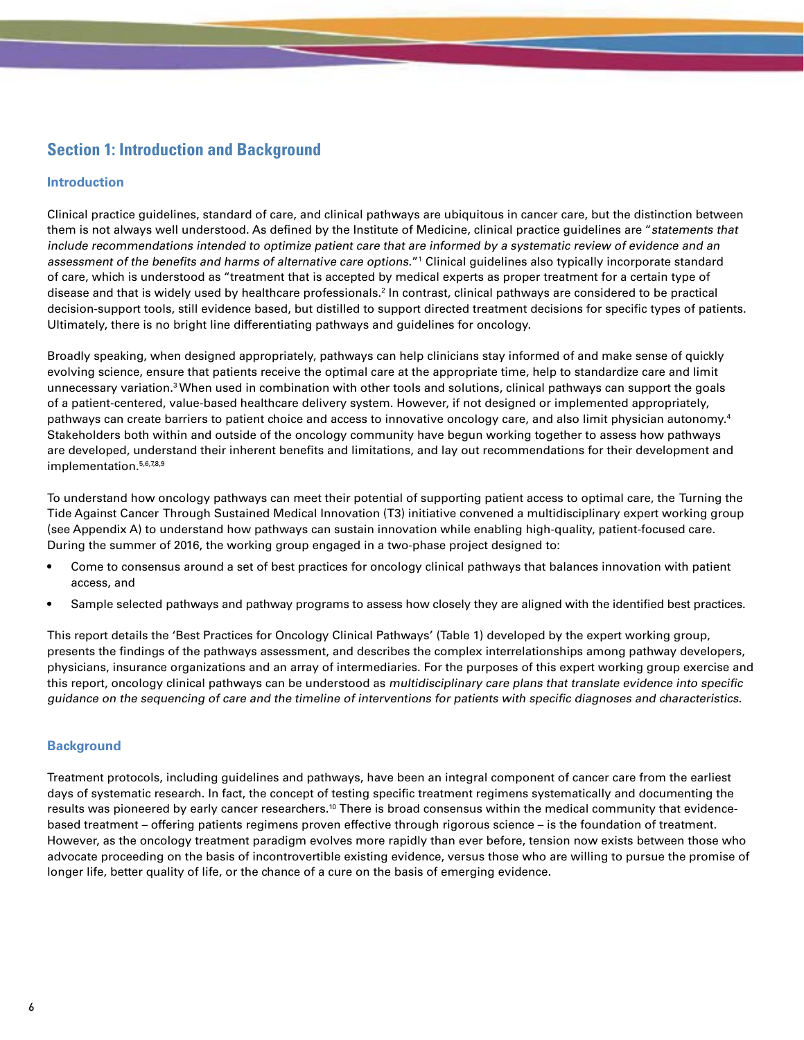## Section 1: Introduction and Background

### Introduction

Clinical practice guidelines, standard of care, and clinical pathways are ubiquitous in cancer care, but the distinction between them is not always well understood. As defined by the Institute of Medicine, clinical practice guidelines are "*statements that include recommendations intended to optimize patient care that are informed by a systematic review of evidence and an assessment of the benefits and harms of alternative care options.*"[1] Clinical guidelines also typically incorporate standard of care, which is understood as "treatment that is accepted by medical experts as proper treatment for a certain type of disease and that is widely used by healthcare professionals.[2] In contrast, clinical pathways are considered to be practical decision-support tools, still evidence based, but distilled to support directed treatment decisions for specific types of patients. Ultimately, there is no bright line differentiating pathways and guidelines for oncology.

Broadly speaking, when designed appropriately, pathways can help clinicians stay informed of and make sense of quickly evolving science, ensure that patients receive the optimal care at the appropriate time, help to standardize care and limit unnecessary variation.[3] When used in combination with other tools and solutions, clinical pathways can support the goals of a patient-centered, value-based healthcare delivery system. However, if not designed or implemented appropriately, pathways can create barriers to patient choice and access to innovative oncology care, and also limit physician autonomy.[4] Stakeholders both within and outside of the oncology community have begun working together to assess how pathways are developed, understand their inherent benefits and limitations, and lay out recommendations for their development and implementation.[5,6,7,8,9]

To understand how oncology pathways can meet their potential of supporting patient access to optimal care, the Turning the Tide Against Cancer Through Sustained Medical Innovation (T3) initiative convened a multidisciplinary expert working group (see Appendix A) to understand how pathways can sustain innovation while enabling high-quality, patient-focused care. During the summer of 2016, the working group engaged in a two-phase project designed to:

- Come to consensus around a set of best practices for oncology clinical pathways that balances innovation with patient access, and
- Sample selected pathways and pathway programs to assess how closely they are aligned with the identified best practices.

This report details the 'Best Practices for Oncology Clinical Pathways' (Table 1) developed by the expert working group, presents the findings of the pathways assessment, and describes the complex interrelationships among pathway developers, physicians, insurance organizations and an array of intermediaries. For the purposes of this expert working group exercise and this report, oncology clinical pathways can be understood as *multidisciplinary care plans that translate evidence into specific guidance on the sequencing of care and the timeline of interventions for patients with specific diagnoses and characteristics.*

### Background

Treatment protocols, including guidelines and pathways, have been an integral component of cancer care from the earliest days of systematic research. In fact, the concept of testing specific treatment regimens systematically and documenting the results was pioneered by early cancer researchers.[10] There is broad consensus within the medical community that evidence-based treatment – offering patients regimens proven effective through rigorous science – is the foundation of treatment. However, as the oncology treatment paradigm evolves more rapidly than ever before, tension now exists between those who advocate proceeding on the basis of incontrovertible existing evidence, versus those who are willing to pursue the promise of longer life, better quality of life, or the chance of a cure on the basis of emerging evidence.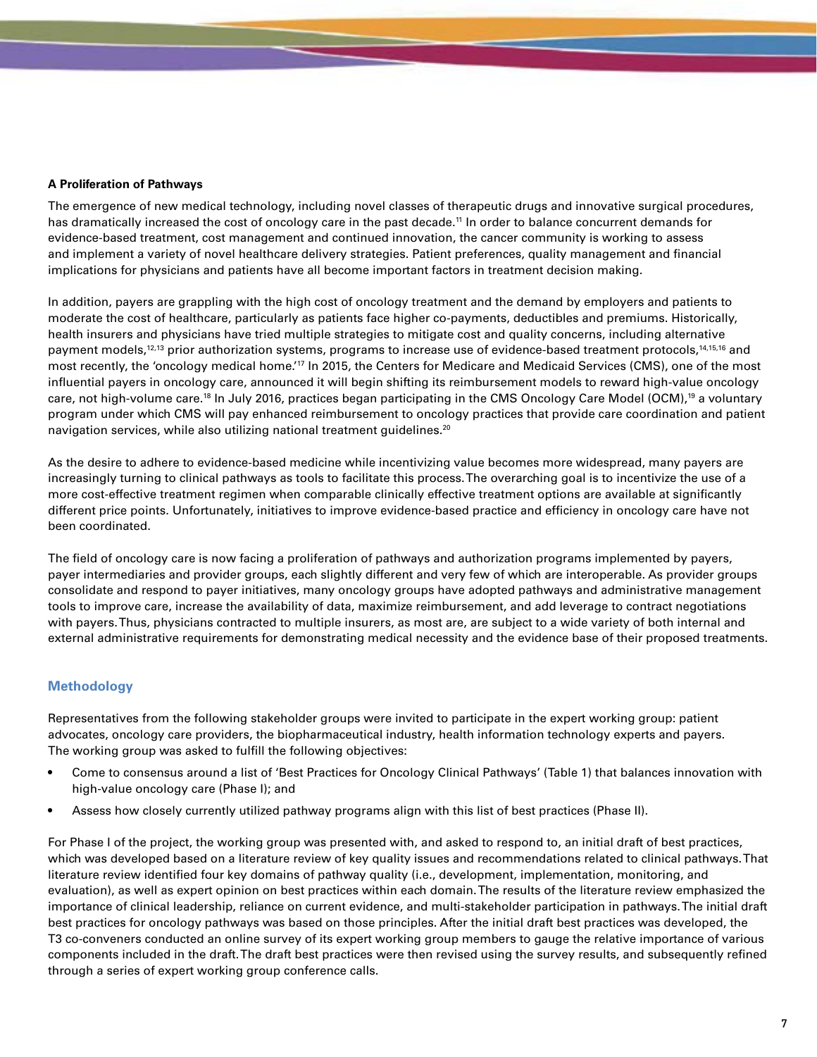**A Proliferation of Pathways**

The emergence of new medical technology, including novel classes of therapeutic drugs and innovative surgical procedures, has dramatically increased the cost of oncology care in the past decade.[11] In order to balance concurrent demands for evidence-based treatment, cost management and continued innovation, the cancer community is working to assess and implement a variety of novel healthcare delivery strategies. Patient preferences, quality management and financial implications for physicians and patients have all become important factors in treatment decision making.

In addition, payers are grappling with the high cost of oncology treatment and the demand by employers and patients to moderate the cost of healthcare, particularly as patients face higher co-payments, deductibles and premiums. Historically, health insurers and physicians have tried multiple strategies to mitigate cost and quality concerns, including alternative payment models,[12,13] prior authorization systems, programs to increase use of evidence-based treatment protocols,[14,15,16] and most recently, the 'oncology medical home.'[17] In 2015, the Centers for Medicare and Medicaid Services (CMS), one of the most influential payers in oncology care, announced it will begin shifting its reimbursement models to reward high-value oncology care, not high-volume care.[18] In July 2016, practices began participating in the CMS Oncology Care Model (OCM),[19] a voluntary program under which CMS will pay enhanced reimbursement to oncology practices that provide care coordination and patient navigation services, while also utilizing national treatment guidelines.[20]

As the desire to adhere to evidence-based medicine while incentivizing value becomes more widespread, many payers are increasingly turning to clinical pathways as tools to facilitate this process. The overarching goal is to incentivize the use of a more cost-effective treatment regimen when comparable clinically effective treatment options are available at significantly different price points. Unfortunately, initiatives to improve evidence-based practice and efficiency in oncology care have not been coordinated.

The field of oncology care is now facing a proliferation of pathways and authorization programs implemented by payers, payer intermediaries and provider groups, each slightly different and very few of which are interoperable. As provider groups consolidate and respond to payer initiatives, many oncology groups have adopted pathways and administrative management tools to improve care, increase the availability of data, maximize reimbursement, and add leverage to contract negotiations with payers. Thus, physicians contracted to multiple insurers, as most are, are subject to a wide variety of both internal and external administrative requirements for demonstrating medical necessity and the evidence base of their proposed treatments.

## Methodology

Representatives from the following stakeholder groups were invited to participate in the expert working group: patient advocates, oncology care providers, the biopharmaceutical industry, health information technology experts and payers. The working group was asked to fulfill the following objectives:

- Come to consensus around a list of 'Best Practices for Oncology Clinical Pathways' (Table 1) that balances innovation with high-value oncology care (Phase I); and
- Assess how closely currently utilized pathway programs align with this list of best practices (Phase II).

For Phase I of the project, the working group was presented with, and asked to respond to, an initial draft of best practices, which was developed based on a literature review of key quality issues and recommendations related to clinical pathways. That literature review identified four key domains of pathway quality (i.e., development, implementation, monitoring, and evaluation), as well as expert opinion on best practices within each domain. The results of the literature review emphasized the importance of clinical leadership, reliance on current evidence, and multi-stakeholder participation in pathways. The initial draft best practices for oncology pathways was based on those principles. After the initial draft best practices was developed, the T3 co-conveners conducted an online survey of its expert working group members to gauge the relative importance of various components included in the draft. The draft best practices were then revised using the survey results, and subsequently refined through a series of expert working group conference calls.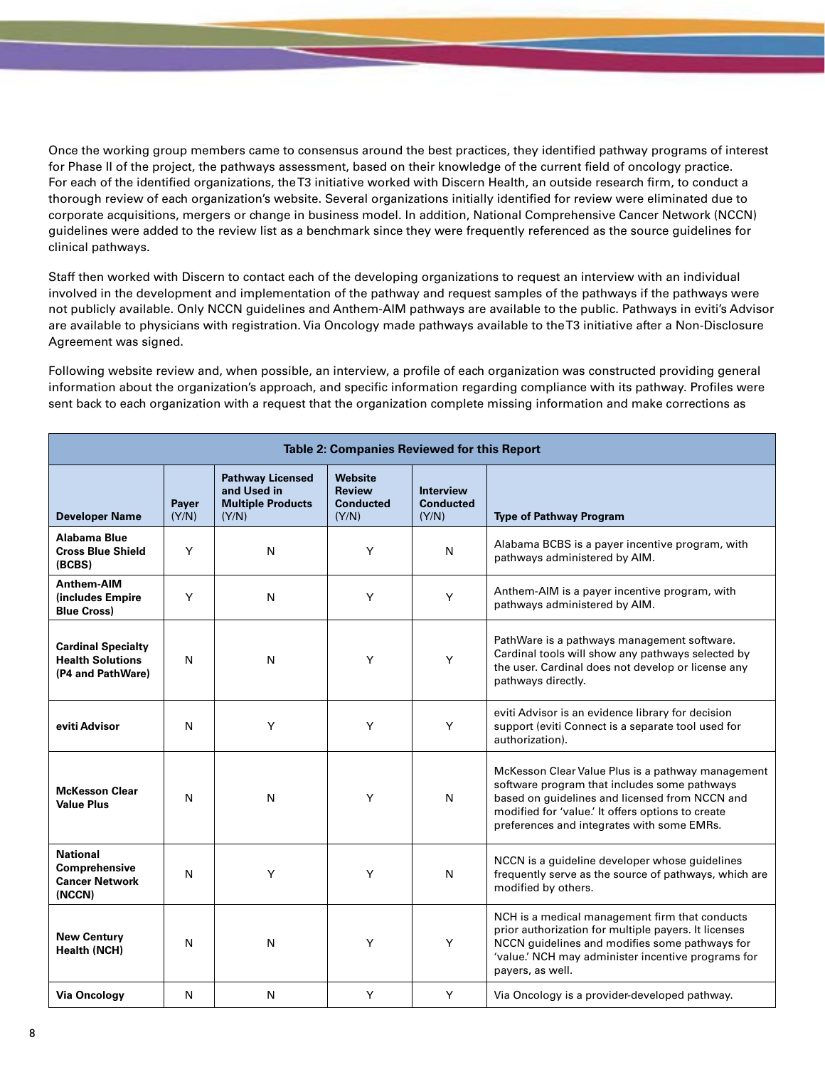Once the working group members came to consensus around the best practices, they identified pathway programs of interest for Phase II of the project, the pathways assessment, based on their knowledge of the current field of oncology practice. For each of the identified organizations, the T3 initiative worked with Discern Health, an outside research firm, to conduct a thorough review of each organization's website. Several organizations initially identified for review were eliminated due to corporate acquisitions, mergers or change in business model. In addition, National Comprehensive Cancer Network (NCCN) guidelines were added to the review list as a benchmark since they were frequently referenced as the source guidelines for clinical pathways.

Staff then worked with Discern to contact each of the developing organizations to request an interview with an individual involved in the development and implementation of the pathway and request samples of the pathways if the pathways were not publicly available. Only NCCN guidelines and Anthem-AIM pathways are available to the public. Pathways in eviti's Advisor are available to physicians with registration. Via Oncology made pathways available to the T3 initiative after a Non-Disclosure Agreement was signed.

Following website review and, when possible, an interview, a profile of each organization was constructed providing general information about the organization's approach, and specific information regarding compliance with its pathway. Profiles were sent back to each organization with a request that the organization complete missing information and make corrections as

**Table 2: Companies Reviewed for this Report**

| Developer Name | Payer (Y/N) | Pathway Licensed and Used in Multiple Products (Y/N) | Website Review Conducted (Y/N) | Interview Conducted (Y/N) | Type of Pathway Program |
|---|---|---|---|---|---|
| **Alabama Blue Cross Blue Shield (BCBS)** | Y | N | Y | N | Alabama BCBS is a payer incentive program, with pathways administered by AIM. |
| **Anthem-AIM (includes Empire Blue Cross)** | Y | N | Y | Y | Anthem-AIM is a payer incentive program, with pathways administered by AIM. |
| **Cardinal Specialty Health Solutions (P4 and PathWare)** | N | N | Y | Y | PathWare is a pathways management software. Cardinal tools will show any pathways selected by the user. Cardinal does not develop or license any pathways directly. |
| **eviti Advisor** | N | Y | Y | Y | eviti Advisor is an evidence library for decision support (eviti Connect is a separate tool used for authorization). |
| **McKesson Clear Value Plus** | N | N | Y | N | McKesson Clear Value Plus is a pathway management software program that includes some pathways based on guidelines and licensed from NCCN and modified for 'value.' It offers options to create preferences and integrates with some EMRs. |
| **National Comprehensive Cancer Network (NCCN)** | N | Y | Y | N | NCCN is a guideline developer whose guidelines frequently serve as the source of pathways, which are modified by others. |
| **New Century Health (NCH)** | N | N | Y | Y | NCH is a medical management firm that conducts prior authorization for multiple payers. It licenses NCCN guidelines and modifies some pathways for 'value.' NCH may administer incentive programs for payers, as well. |
| **Via Oncology** | N | N | Y | Y | Via Oncology is a provider-developed pathway. |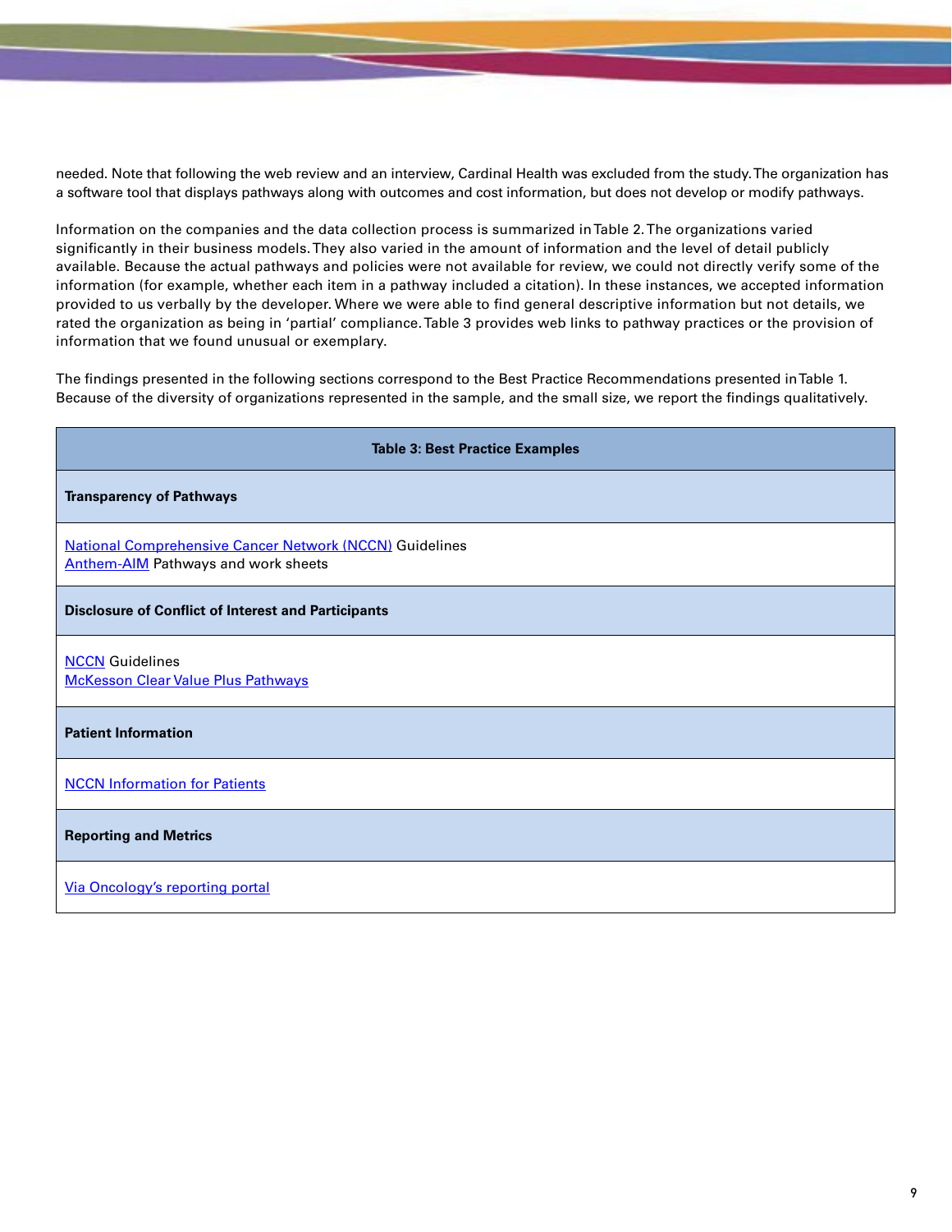needed. Note that following the web review and an interview, Cardinal Health was excluded from the study. The organization has a software tool that displays pathways along with outcomes and cost information, but does not develop or modify pathways.

Information on the companies and the data collection process is summarized in Table 2. The organizations varied significantly in their business models. They also varied in the amount of information and the level of detail publicly available. Because the actual pathways and policies were not available for review, we could not directly verify some of the information (for example, whether each item in a pathway included a citation). In these instances, we accepted information provided to us verbally by the developer. Where we were able to find general descriptive information but not details, we rated the organization as being in 'partial' compliance. Table 3 provides web links to pathway practices or the provision of information that we found unusual or exemplary.

The findings presented in the following sections correspond to the Best Practice Recommendations presented in Table 1. Because of the diversity of organizations represented in the sample, and the small size, we report the findings qualitatively.

| Table 3: Best Practice Examples |
|---|
| **Transparency of Pathways** |
| National Comprehensive Cancer Network (NCCN) Guidelines<br>Anthem-AIM Pathways and work sheets |
| **Disclosure of Conflict of Interest and Participants** |
| NCCN Guidelines<br>McKesson Clear Value Plus Pathways |
| **Patient Information** |
| NCCN Information for Patients |
| **Reporting and Metrics** |
| Via Oncology's reporting portal |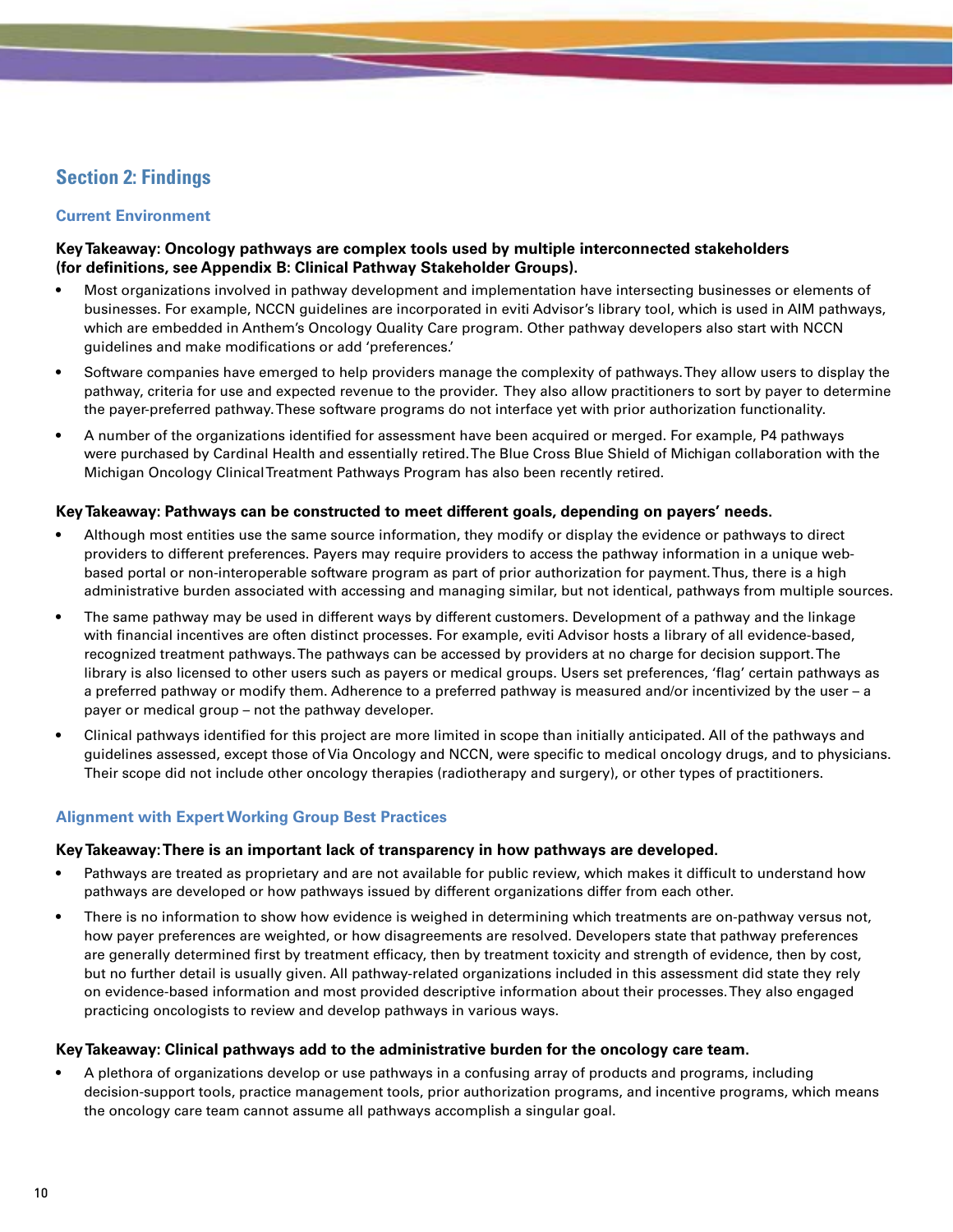## Section 2: Findings

### Current Environment

**Key Takeaway: Oncology pathways are complex tools used by multiple interconnected stakeholders (for definitions, see Appendix B: Clinical Pathway Stakeholder Groups).**

- Most organizations involved in pathway development and implementation have intersecting businesses or elements of businesses. For example, NCCN guidelines are incorporated in eviti Advisor's library tool, which is used in AIM pathways, which are embedded in Anthem's Oncology Quality Care program. Other pathway developers also start with NCCN guidelines and make modifications or add 'preferences.'
- Software companies have emerged to help providers manage the complexity of pathways. They allow users to display the pathway, criteria for use and expected revenue to the provider. They also allow practitioners to sort by payer to determine the payer-preferred pathway. These software programs do not interface yet with prior authorization functionality.
- A number of the organizations identified for assessment have been acquired or merged. For example, P4 pathways were purchased by Cardinal Health and essentially retired. The Blue Cross Blue Shield of Michigan collaboration with the Michigan Oncology Clinical Treatment Pathways Program has also been recently retired.

**Key Takeaway: Pathways can be constructed to meet different goals, depending on payers' needs.**

- Although most entities use the same source information, they modify or display the evidence or pathways to direct providers to different preferences. Payers may require providers to access the pathway information in a unique web-based portal or non-interoperable software program as part of prior authorization for payment. Thus, there is a high administrative burden associated with accessing and managing similar, but not identical, pathways from multiple sources.
- The same pathway may be used in different ways by different customers. Development of a pathway and the linkage with financial incentives are often distinct processes. For example, eviti Advisor hosts a library of all evidence-based, recognized treatment pathways. The pathways can be accessed by providers at no charge for decision support. The library is also licensed to other users such as payers or medical groups. Users set preferences, 'flag' certain pathways as a preferred pathway or modify them. Adherence to a preferred pathway is measured and/or incentivized by the user – a payer or medical group – not the pathway developer.
- Clinical pathways identified for this project are more limited in scope than initially anticipated. All of the pathways and guidelines assessed, except those of Via Oncology and NCCN, were specific to medical oncology drugs, and to physicians. Their scope did not include other oncology therapies (radiotherapy and surgery), or other types of practitioners.

### Alignment with Expert Working Group Best Practices

**Key Takeaway: There is an important lack of transparency in how pathways are developed.**

- Pathways are treated as proprietary and are not available for public review, which makes it difficult to understand how pathways are developed or how pathways issued by different organizations differ from each other.
- There is no information to show how evidence is weighed in determining which treatments are on-pathway versus not, how payer preferences are weighted, or how disagreements are resolved. Developers state that pathway preferences are generally determined first by treatment efficacy, then by treatment toxicity and strength of evidence, then by cost, but no further detail is usually given. All pathway-related organizations included in this assessment did state they rely on evidence-based information and most provided descriptive information about their processes. They also engaged practicing oncologists to review and develop pathways in various ways.

**Key Takeaway: Clinical pathways add to the administrative burden for the oncology care team.**

- A plethora of organizations develop or use pathways in a confusing array of products and programs, including decision-support tools, practice management tools, prior authorization programs, and incentive programs, which means the oncology care team cannot assume all pathways accomplish a singular goal.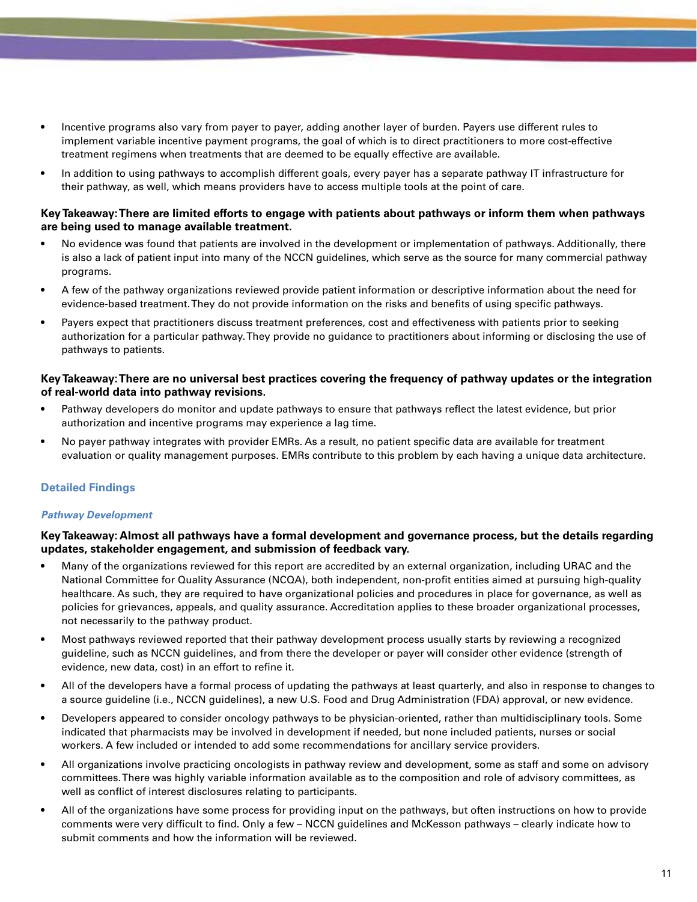- Incentive programs also vary from payer to payer, adding another layer of burden. Payers use different rules to implement variable incentive payment programs, the goal of which is to direct practitioners to more cost-effective treatment regimens when treatments that are deemed to be equally effective are available.
- In addition to using pathways to accomplish different goals, every payer has a separate pathway IT infrastructure for their pathway, as well, which means providers have to access multiple tools at the point of care.

**Key Takeaway: There are limited efforts to engage with patients about pathways or inform them when pathways are being used to manage available treatment.**

- No evidence was found that patients are involved in the development or implementation of pathways. Additionally, there is also a lack of patient input into many of the NCCN guidelines, which serve as the source for many commercial pathway programs.
- A few of the pathway organizations reviewed provide patient information or descriptive information about the need for evidence-based treatment. They do not provide information on the risks and benefits of using specific pathways.
- Payers expect that practitioners discuss treatment preferences, cost and effectiveness with patients prior to seeking authorization for a particular pathway. They provide no guidance to practitioners about informing or disclosing the use of pathways to patients.

**Key Takeaway: There are no universal best practices covering the frequency of pathway updates or the integration of real-world data into pathway revisions.**

- Pathway developers do monitor and update pathways to ensure that pathways reflect the latest evidence, but prior authorization and incentive programs may experience a lag time.
- No payer pathway integrates with provider EMRs. As a result, no patient specific data are available for treatment evaluation or quality management purposes. EMRs contribute to this problem by each having a unique data architecture.

## Detailed Findings

### *Pathway Development*

**Key Takeaway: Almost all pathways have a formal development and governance process, but the details regarding updates, stakeholder engagement, and submission of feedback vary.**

- Many of the organizations reviewed for this report are accredited by an external organization, including URAC and the National Committee for Quality Assurance (NCQA), both independent, non-profit entities aimed at pursuing high-quality healthcare. As such, they are required to have organizational policies and procedures in place for governance, as well as policies for grievances, appeals, and quality assurance. Accreditation applies to these broader organizational processes, not necessarily to the pathway product.
- Most pathways reviewed reported that their pathway development process usually starts by reviewing a recognized guideline, such as NCCN guidelines, and from there the developer or payer will consider other evidence (strength of evidence, new data, cost) in an effort to refine it.
- All of the developers have a formal process of updating the pathways at least quarterly, and also in response to changes to a source guideline (i.e., NCCN guidelines), a new U.S. Food and Drug Administration (FDA) approval, or new evidence.
- Developers appeared to consider oncology pathways to be physician-oriented, rather than multidisciplinary tools. Some indicated that pharmacists may be involved in development if needed, but none included patients, nurses or social workers. A few included or intended to add some recommendations for ancillary service providers.
- All organizations involve practicing oncologists in pathway review and development, some as staff and some on advisory committees. There was highly variable information available as to the composition and role of advisory committees, as well as conflict of interest disclosures relating to participants.
- All of the organizations have some process for providing input on the pathways, but often instructions on how to provide comments were very difficult to find. Only a few – NCCN guidelines and McKesson pathways – clearly indicate how to submit comments and how the information will be reviewed.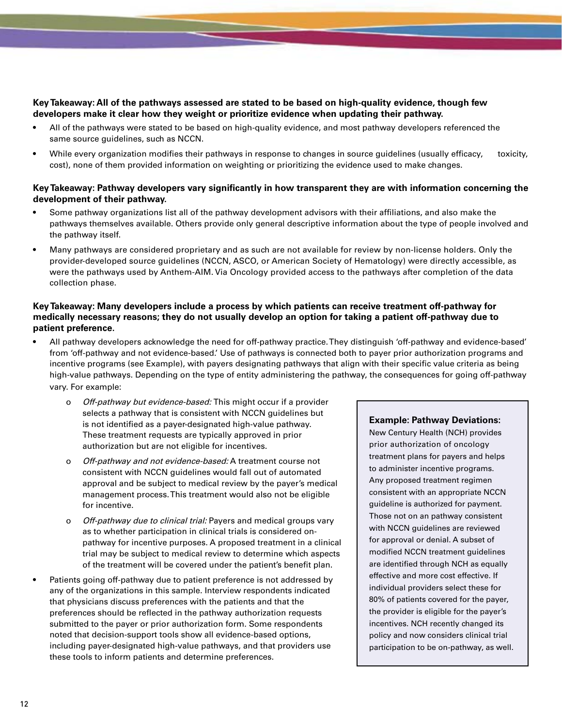**Key Takeaway: All of the pathways assessed are stated to be based on high-quality evidence, though few developers make it clear how they weight or prioritize evidence when updating their pathway.**

- All of the pathways were stated to be based on high-quality evidence, and most pathway developers referenced the same source guidelines, such as NCCN.
- While every organization modifies their pathways in response to changes in source guidelines (usually efficacy, toxicity, cost), none of them provided information on weighting or prioritizing the evidence used to make changes.

**Key Takeaway: Pathway developers vary significantly in how transparent they are with information concerning the development of their pathway.**

- Some pathway organizations list all of the pathway development advisors with their affiliations, and also make the pathways themselves available. Others provide only general descriptive information about the type of people involved and the pathway itself.
- Many pathways are considered proprietary and as such are not available for review by non-license holders. Only the provider-developed source guidelines (NCCN, ASCO, or American Society of Hematology) were directly accessible, as were the pathways used by Anthem-AIM. Via Oncology provided access to the pathways after completion of the data collection phase.

**Key Takeaway: Many developers include a process by which patients can receive treatment off-pathway for medically necessary reasons; they do not usually develop an option for taking a patient off-pathway due to patient preference.**

- All pathway developers acknowledge the need for off-pathway practice. They distinguish 'off-pathway and evidence-based' from 'off-pathway and not evidence-based.' Use of pathways is connected both to payer prior authorization programs and incentive programs (see Example), with payers designating pathways that align with their specific value criteria as being high-value pathways. Depending on the type of entity administering the pathway, the consequences for going off-pathway vary. For example:
  - *Off-pathway but evidence-based:* This might occur if a provider selects a pathway that is consistent with NCCN guidelines but is not identified as a payer-designated high-value pathway. These treatment requests are typically approved in prior authorization but are not eligible for incentives.
  - *Off-pathway and not evidence-based:* A treatment course not consistent with NCCN guidelines would fall out of automated approval and be subject to medical review by the payer's medical management process. This treatment would also not be eligible for incentive.
  - *Off-pathway due to clinical trial:* Payers and medical groups vary as to whether participation in clinical trials is considered on-pathway for incentive purposes. A proposed treatment in a clinical trial may be subject to medical review to determine which aspects of the treatment will be covered under the patient's benefit plan.
- Patients going off-pathway due to patient preference is not addressed by any of the organizations in this sample. Interview respondents indicated that physicians discuss preferences with the patients and that the preferences should be reflected in the pathway authorization requests submitted to the payer or prior authorization form. Some respondents noted that decision-support tools show all evidence-based options, including payer-designated high-value pathways, and that providers use these tools to inform patients and determine preferences.

**Example: Pathway Deviations:**
New Century Health (NCH) provides prior authorization of oncology treatment plans for payers and helps to administer incentive programs. Any proposed treatment regimen consistent with an appropriate NCCN guideline is authorized for payment. Those not on an pathway consistent with NCCN guidelines are reviewed for approval or denial. A subset of modified NCCN treatment guidelines are identified through NCH as equally effective and more cost effective. If individual providers select these for 80% of patients covered for the payer, the provider is eligible for the payer's incentives. NCH recently changed its policy and now considers clinical trial participation to be on-pathway, as well.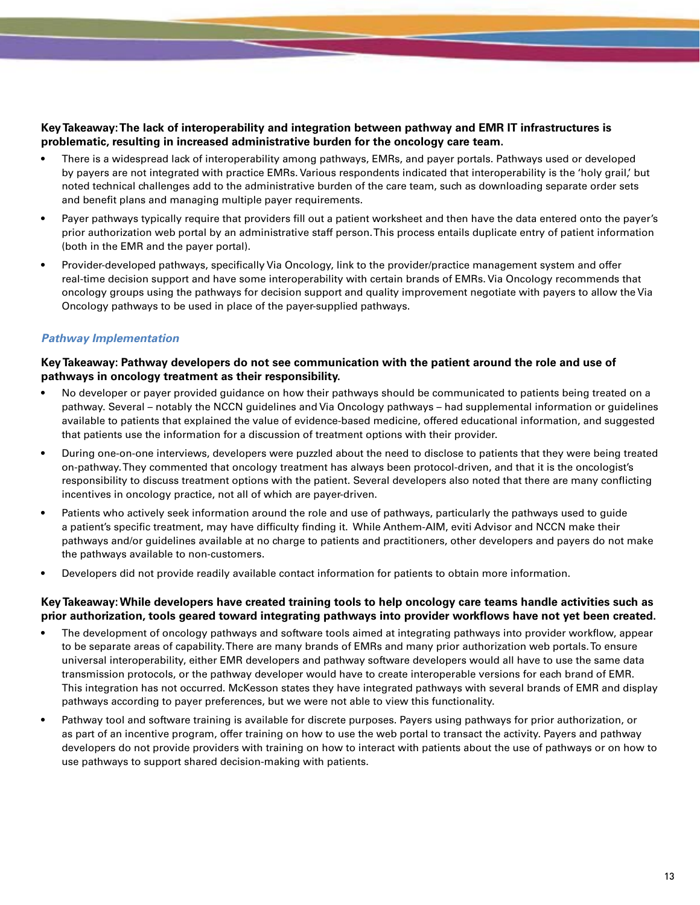**Key Takeaway: The lack of interoperability and integration between pathway and EMR IT infrastructures is problematic, resulting in increased administrative burden for the oncology care team.**

- There is a widespread lack of interoperability among pathways, EMRs, and payer portals. Pathways used or developed by payers are not integrated with practice EMRs. Various respondents indicated that interoperability is the 'holy grail,' but noted technical challenges add to the administrative burden of the care team, such as downloading separate order sets and benefit plans and managing multiple payer requirements.
- Payer pathways typically require that providers fill out a patient worksheet and then have the data entered onto the payer's prior authorization web portal by an administrative staff person. This process entails duplicate entry of patient information (both in the EMR and the payer portal).
- Provider-developed pathways, specifically Via Oncology, link to the provider/practice management system and offer real-time decision support and have some interoperability with certain brands of EMRs. Via Oncology recommends that oncology groups using the pathways for decision support and quality improvement negotiate with payers to allow the Via Oncology pathways to be used in place of the payer-supplied pathways.

### *Pathway Implementation*

**Key Takeaway: Pathway developers do not see communication with the patient around the role and use of pathways in oncology treatment as their responsibility.**

- No developer or payer provided guidance on how their pathways should be communicated to patients being treated on a pathway. Several – notably the NCCN guidelines and Via Oncology pathways – had supplemental information or guidelines available to patients that explained the value of evidence-based medicine, offered educational information, and suggested that patients use the information for a discussion of treatment options with their provider.
- During one-on-one interviews, developers were puzzled about the need to disclose to patients that they were being treated on-pathway. They commented that oncology treatment has always been protocol-driven, and that it is the oncologist's responsibility to discuss treatment options with the patient. Several developers also noted that there are many conflicting incentives in oncology practice, not all of which are payer-driven.
- Patients who actively seek information around the role and use of pathways, particularly the pathways used to guide a patient's specific treatment, may have difficulty finding it. While Anthem-AIM, eviti Advisor and NCCN make their pathways and/or guidelines available at no charge to patients and practitioners, other developers and payers do not make the pathways available to non-customers.
- Developers did not provide readily available contact information for patients to obtain more information.

**Key Takeaway: While developers have created training tools to help oncology care teams handle activities such as prior authorization, tools geared toward integrating pathways into provider workflows have not yet been created.**

- The development of oncology pathways and software tools aimed at integrating pathways into provider workflow, appear to be separate areas of capability. There are many brands of EMRs and many prior authorization web portals. To ensure universal interoperability, either EMR developers and pathway software developers would all have to use the same data transmission protocols, or the pathway developer would have to create interoperable versions for each brand of EMR. This integration has not occurred. McKesson states they have integrated pathways with several brands of EMR and display pathways according to payer preferences, but we were not able to view this functionality.
- Pathway tool and software training is available for discrete purposes. Payers using pathways for prior authorization, or as part of an incentive program, offer training on how to use the web portal to transact the activity. Payers and pathway developers do not provide providers with training on how to interact with patients about the use of pathways or on how to use pathways to support shared decision-making with patients.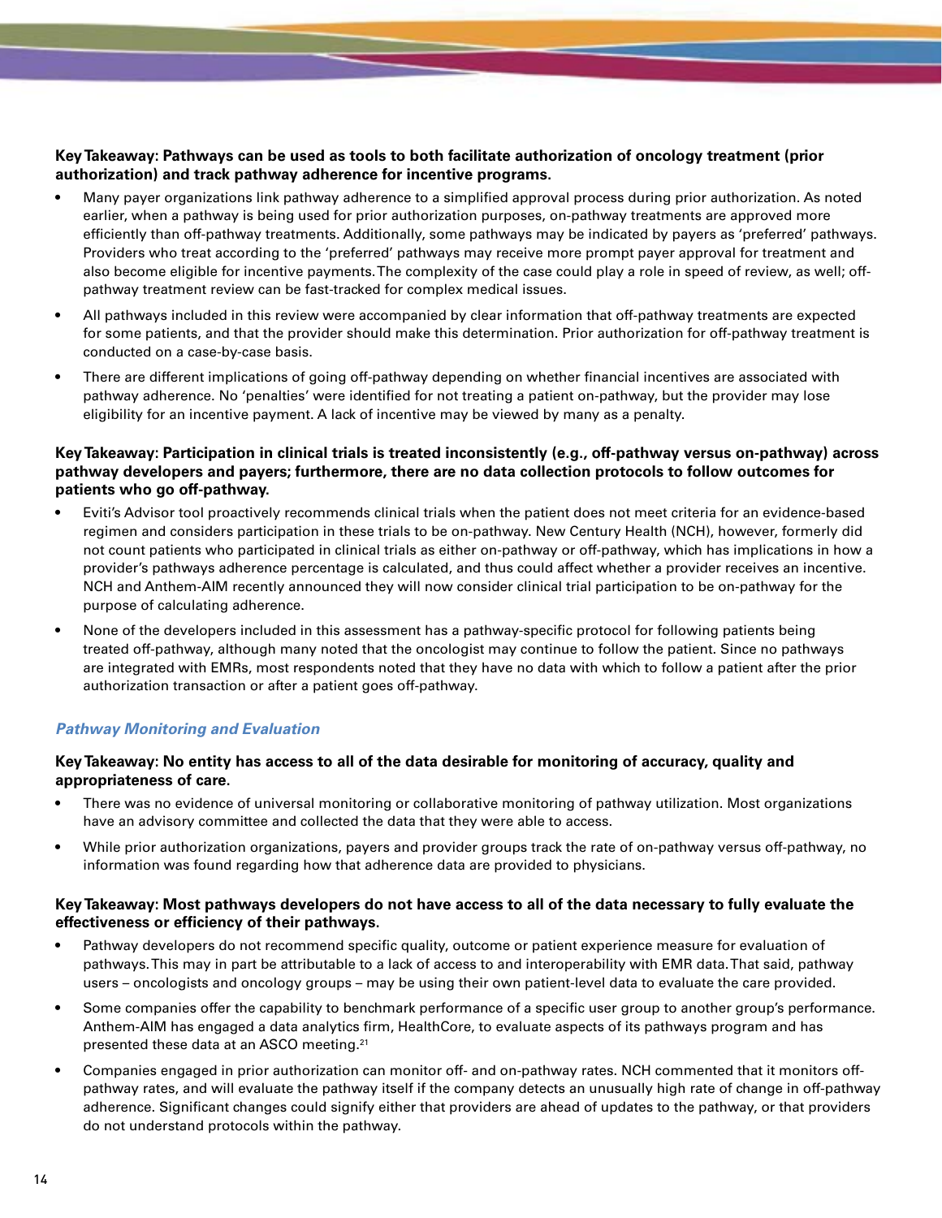**Key Takeaway: Pathways can be used as tools to both facilitate authorization of oncology treatment (prior authorization) and track pathway adherence for incentive programs.**

- Many payer organizations link pathway adherence to a simplified approval process during prior authorization. As noted earlier, when a pathway is being used for prior authorization purposes, on-pathway treatments are approved more efficiently than off-pathway treatments. Additionally, some pathways may be indicated by payers as 'preferred' pathways. Providers who treat according to the 'preferred' pathways may receive more prompt payer approval for treatment and also become eligible for incentive payments. The complexity of the case could play a role in speed of review, as well; off-pathway treatment review can be fast-tracked for complex medical issues.
- All pathways included in this review were accompanied by clear information that off-pathway treatments are expected for some patients, and that the provider should make this determination. Prior authorization for off-pathway treatment is conducted on a case-by-case basis.
- There are different implications of going off-pathway depending on whether financial incentives are associated with pathway adherence. No 'penalties' were identified for not treating a patient on-pathway, but the provider may lose eligibility for an incentive payment. A lack of incentive may be viewed by many as a penalty.

**Key Takeaway: Participation in clinical trials is treated inconsistently (e.g., off-pathway versus on-pathway) across pathway developers and payers; furthermore, there are no data collection protocols to follow outcomes for patients who go off-pathway.**

- Eviti's Advisor tool proactively recommends clinical trials when the patient does not meet criteria for an evidence-based regimen and considers participation in these trials to be on-pathway. New Century Health (NCH), however, formerly did not count patients who participated in clinical trials as either on-pathway or off-pathway, which has implications in how a provider's pathways adherence percentage is calculated, and thus could affect whether a provider receives an incentive. NCH and Anthem-AIM recently announced they will now consider clinical trial participation to be on-pathway for the purpose of calculating adherence.
- None of the developers included in this assessment has a pathway-specific protocol for following patients being treated off-pathway, although many noted that the oncologist may continue to follow the patient. Since no pathways are integrated with EMRs, most respondents noted that they have no data with which to follow a patient after the prior authorization transaction or after a patient goes off-pathway.

### *Pathway Monitoring and Evaluation*

**Key Takeaway: No entity has access to all of the data desirable for monitoring of accuracy, quality and appropriateness of care.**

- There was no evidence of universal monitoring or collaborative monitoring of pathway utilization. Most organizations have an advisory committee and collected the data that they were able to access.
- While prior authorization organizations, payers and provider groups track the rate of on-pathway versus off-pathway, no information was found regarding how that adherence data are provided to physicians.

**Key Takeaway: Most pathways developers do not have access to all of the data necessary to fully evaluate the effectiveness or efficiency of their pathways.**

- Pathway developers do not recommend specific quality, outcome or patient experience measure for evaluation of pathways. This may in part be attributable to a lack of access to and interoperability with EMR data. That said, pathway users – oncologists and oncology groups – may be using their own patient-level data to evaluate the care provided.
- Some companies offer the capability to benchmark performance of a specific user group to another group's performance. Anthem-AIM has engaged a data analytics firm, HealthCore, to evaluate aspects of its pathways program and has presented these data at an ASCO meeting.[21]
- Companies engaged in prior authorization can monitor off- and on-pathway rates. NCH commented that it monitors off-pathway rates, and will evaluate the pathway itself if the company detects an unusually high rate of change in off-pathway adherence. Significant changes could signify either that providers are ahead of updates to the pathway, or that providers do not understand protocols within the pathway.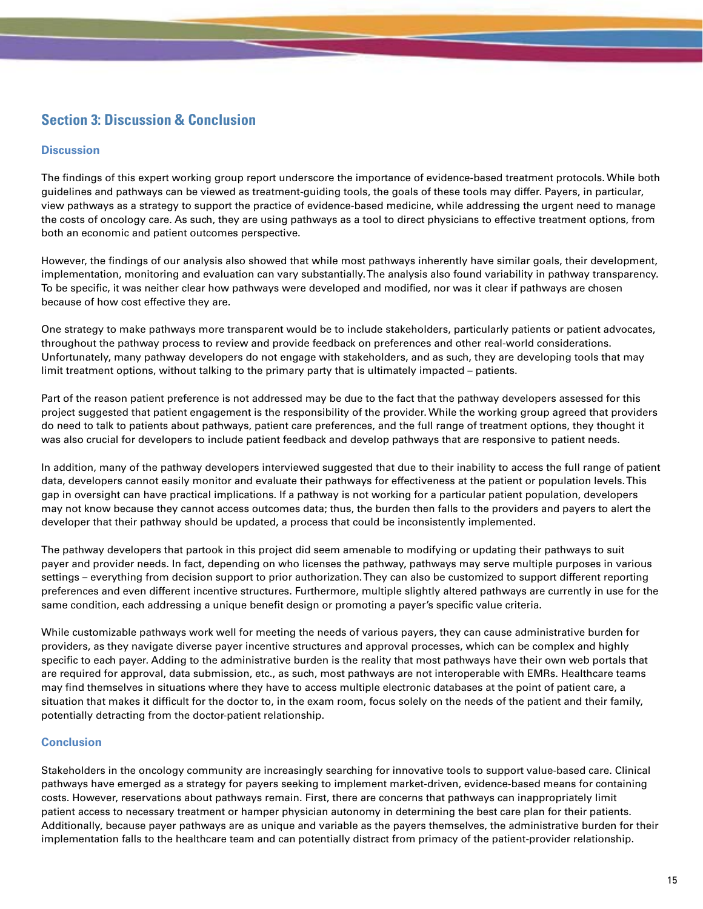## Section 3: Discussion & Conclusion

### Discussion

The findings of this expert working group report underscore the importance of evidence-based treatment protocols. While both guidelines and pathways can be viewed as treatment-guiding tools, the goals of these tools may differ. Payers, in particular, view pathways as a strategy to support the practice of evidence-based medicine, while addressing the urgent need to manage the costs of oncology care. As such, they are using pathways as a tool to direct physicians to effective treatment options, from both an economic and patient outcomes perspective.

However, the findings of our analysis also showed that while most pathways inherently have similar goals, their development, implementation, monitoring and evaluation can vary substantially. The analysis also found variability in pathway transparency. To be specific, it was neither clear how pathways were developed and modified, nor was it clear if pathways are chosen because of how cost effective they are.

One strategy to make pathways more transparent would be to include stakeholders, particularly patients or patient advocates, throughout the pathway process to review and provide feedback on preferences and other real-world considerations. Unfortunately, many pathway developers do not engage with stakeholders, and as such, they are developing tools that may limit treatment options, without talking to the primary party that is ultimately impacted – patients.

Part of the reason patient preference is not addressed may be due to the fact that the pathway developers assessed for this project suggested that patient engagement is the responsibility of the provider. While the working group agreed that providers do need to talk to patients about pathways, patient care preferences, and the full range of treatment options, they thought it was also crucial for developers to include patient feedback and develop pathways that are responsive to patient needs.

In addition, many of the pathway developers interviewed suggested that due to their inability to access the full range of patient data, developers cannot easily monitor and evaluate their pathways for effectiveness at the patient or population levels. This gap in oversight can have practical implications. If a pathway is not working for a particular patient population, developers may not know because they cannot access outcomes data; thus, the burden then falls to the providers and payers to alert the developer that their pathway should be updated, a process that could be inconsistently implemented.

The pathway developers that partook in this project did seem amenable to modifying or updating their pathways to suit payer and provider needs. In fact, depending on who licenses the pathway, pathways may serve multiple purposes in various settings – everything from decision support to prior authorization. They can also be customized to support different reporting preferences and even different incentive structures. Furthermore, multiple slightly altered pathways are currently in use for the same condition, each addressing a unique benefit design or promoting a payer's specific value criteria.

While customizable pathways work well for meeting the needs of various payers, they can cause administrative burden for providers, as they navigate diverse payer incentive structures and approval processes, which can be complex and highly specific to each payer. Adding to the administrative burden is the reality that most pathways have their own web portals that are required for approval, data submission, etc., as such, most pathways are not interoperable with EMRs. Healthcare teams may find themselves in situations where they have to access multiple electronic databases at the point of patient care, a situation that makes it difficult for the doctor to, in the exam room, focus solely on the needs of the patient and their family, potentially detracting from the doctor-patient relationship.

### Conclusion

Stakeholders in the oncology community are increasingly searching for innovative tools to support value-based care. Clinical pathways have emerged as a strategy for payers seeking to implement market-driven, evidence-based means for containing costs. However, reservations about pathways remain. First, there are concerns that pathways can inappropriately limit patient access to necessary treatment or hamper physician autonomy in determining the best care plan for their patients. Additionally, because payer pathways are as unique and variable as the payers themselves, the administrative burden for their implementation falls to the healthcare team and can potentially distract from primacy of the patient-provider relationship.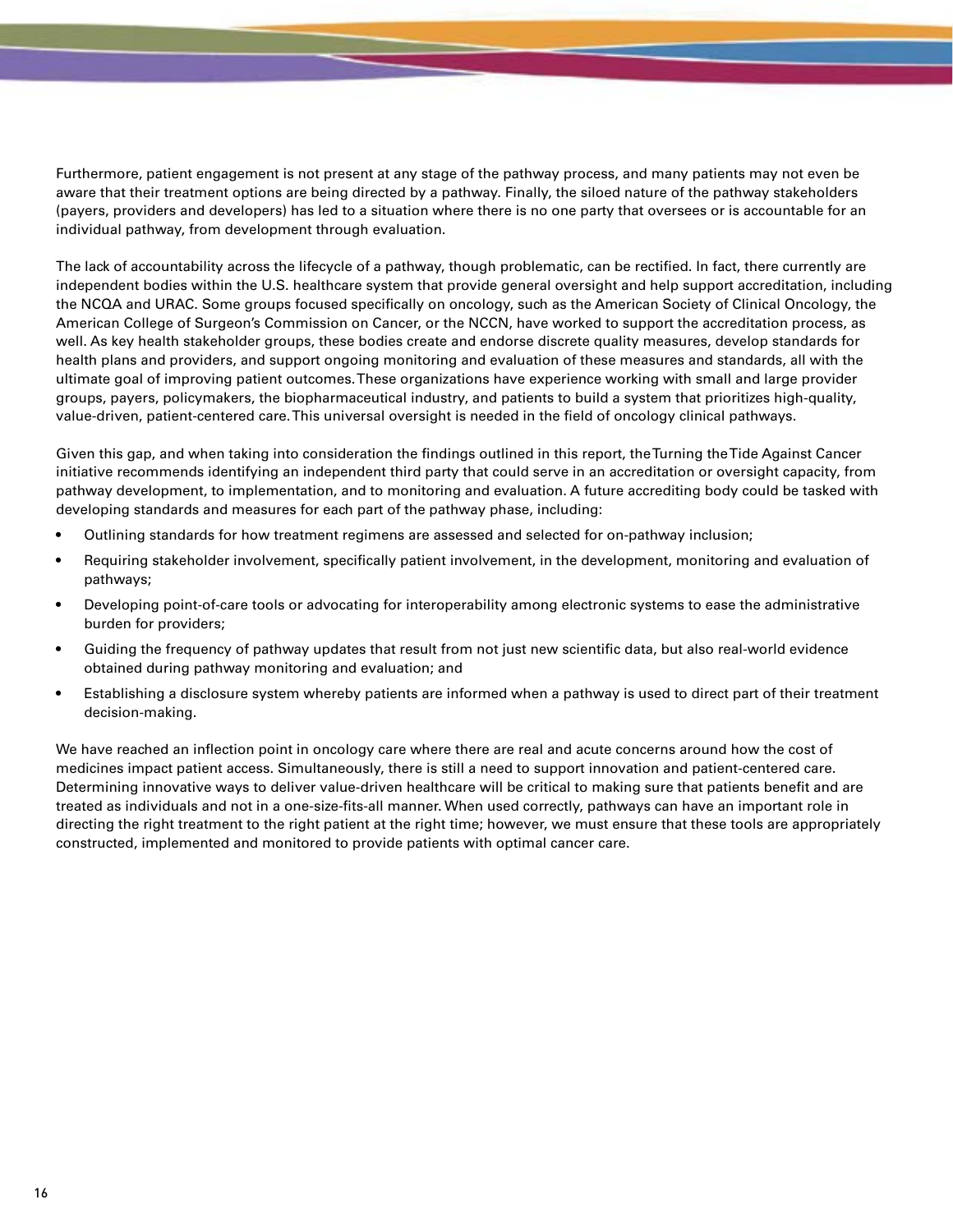Furthermore, patient engagement is not present at any stage of the pathway process, and many patients may not even be aware that their treatment options are being directed by a pathway. Finally, the siloed nature of the pathway stakeholders (payers, providers and developers) has led to a situation where there is no one party that oversees or is accountable for an individual pathway, from development through evaluation.

The lack of accountability across the lifecycle of a pathway, though problematic, can be rectified. In fact, there currently are independent bodies within the U.S. healthcare system that provide general oversight and help support accreditation, including the NCQA and URAC. Some groups focused specifically on oncology, such as the American Society of Clinical Oncology, the American College of Surgeon's Commission on Cancer, or the NCCN, have worked to support the accreditation process, as well. As key health stakeholder groups, these bodies create and endorse discrete quality measures, develop standards for health plans and providers, and support ongoing monitoring and evaluation of these measures and standards, all with the ultimate goal of improving patient outcomes. These organizations have experience working with small and large provider groups, payers, policymakers, the biopharmaceutical industry, and patients to build a system that prioritizes high-quality, value-driven, patient-centered care. This universal oversight is needed in the field of oncology clinical pathways.

Given this gap, and when taking into consideration the findings outlined in this report, the Turning the Tide Against Cancer initiative recommends identifying an independent third party that could serve in an accreditation or oversight capacity, from pathway development, to implementation, and to monitoring and evaluation. A future accrediting body could be tasked with developing standards and measures for each part of the pathway phase, including:

- Outlining standards for how treatment regimens are assessed and selected for on-pathway inclusion;
- Requiring stakeholder involvement, specifically patient involvement, in the development, monitoring and evaluation of pathways;
- Developing point-of-care tools or advocating for interoperability among electronic systems to ease the administrative burden for providers;
- Guiding the frequency of pathway updates that result from not just new scientific data, but also real-world evidence obtained during pathway monitoring and evaluation; and
- Establishing a disclosure system whereby patients are informed when a pathway is used to direct part of their treatment decision-making.

We have reached an inflection point in oncology care where there are real and acute concerns around how the cost of medicines impact patient access. Simultaneously, there is still a need to support innovation and patient-centered care. Determining innovative ways to deliver value-driven healthcare will be critical to making sure that patients benefit and are treated as individuals and not in a one-size-fits-all manner. When used correctly, pathways can have an important role in directing the right treatment to the right patient at the right time; however, we must ensure that these tools are appropriately constructed, implemented and monitored to provide patients with optimal cancer care.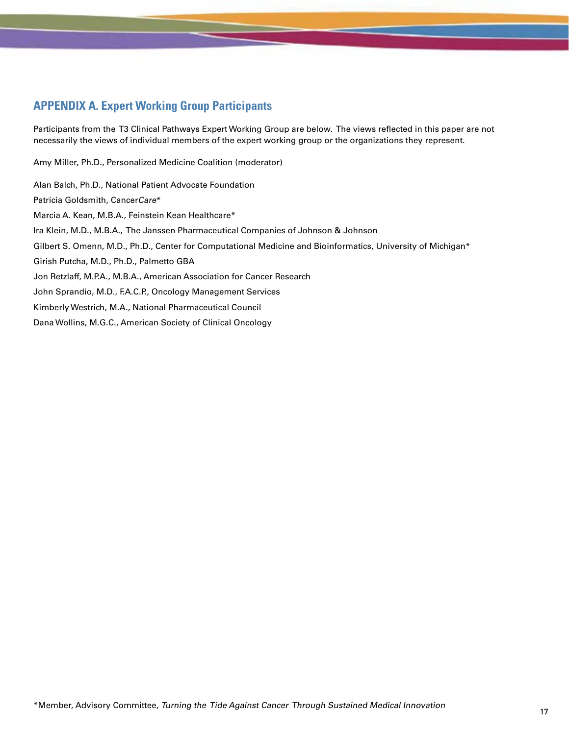## APPENDIX A. Expert Working Group Participants

Participants from the T3 Clinical Pathways Expert Working Group are below. The views reflected in this paper are not necessarily the views of individual members of the expert working group or the organizations they represent.

Amy Miller, Ph.D., Personalized Medicine Coalition (moderator)

Alan Balch, Ph.D., National Patient Advocate Foundation

Patricia Goldsmith, Cancer*Care**

Marcia A. Kean, M.B.A., Feinstein Kean Healthcare*

Ira Klein, M.D., M.B.A., The Janssen Pharmaceutical Companies of Johnson & Johnson

Gilbert S. Omenn, M.D., Ph.D., Center for Computational Medicine and Bioinformatics, University of Michigan*

Girish Putcha, M.D., Ph.D., Palmetto GBA

Jon Retzlaff, M.P.A., M.B.A., American Association for Cancer Research

John Sprandio, M.D., F.A.C.P., Oncology Management Services

Kimberly Westrich, M.A., National Pharmaceutical Council

Dana Wollins, M.G.C., American Society of Clinical Oncology

*Member, Advisory Committee, *Turning the Tide Against Cancer Through Sustained Medical Innovation*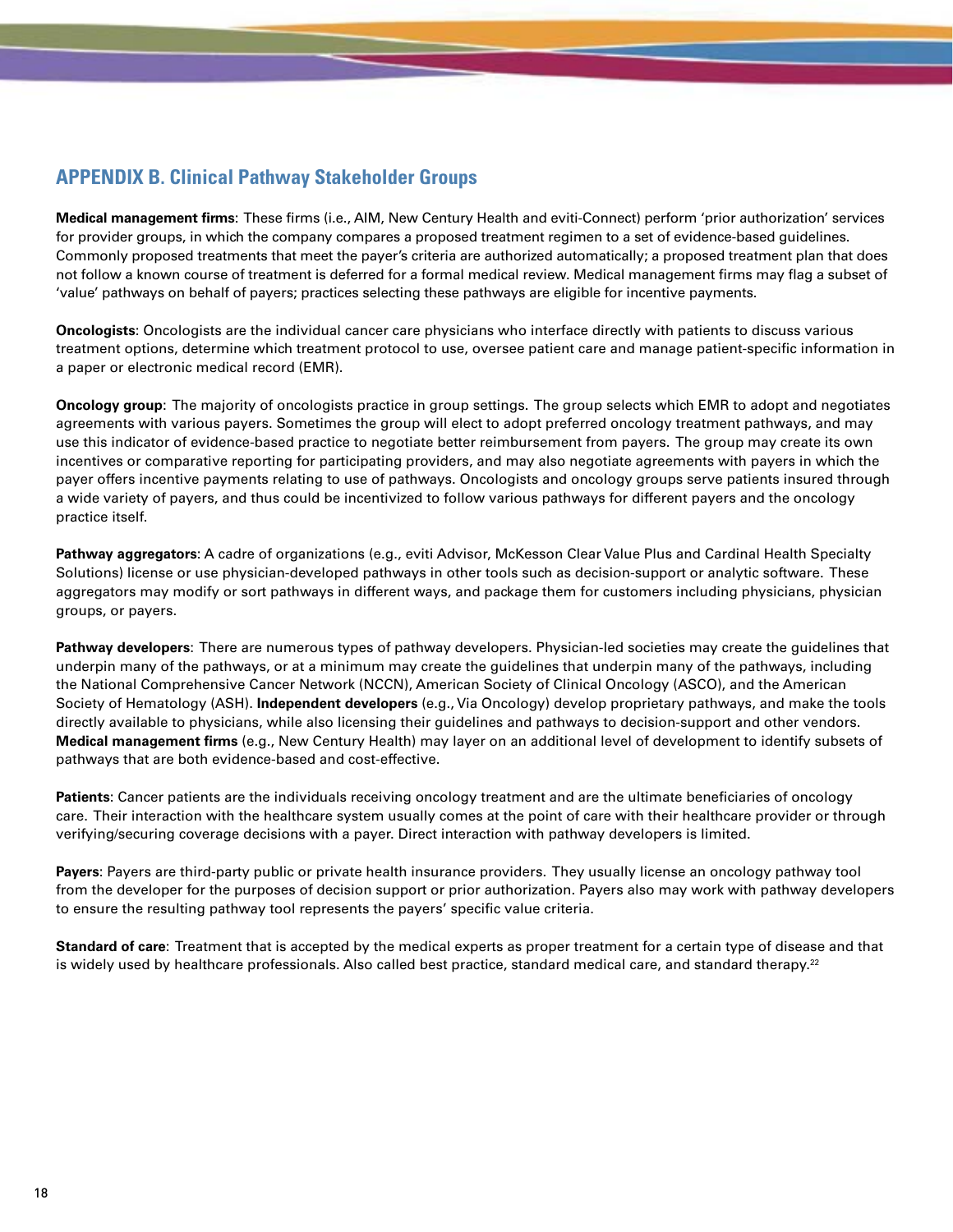## APPENDIX B. Clinical Pathway Stakeholder Groups

**Medical management firms**: These firms (i.e., AIM, New Century Health and eviti-Connect) perform 'prior authorization' services for provider groups, in which the company compares a proposed treatment regimen to a set of evidence-based guidelines. Commonly proposed treatments that meet the payer's criteria are authorized automatically; a proposed treatment plan that does not follow a known course of treatment is deferred for a formal medical review. Medical management firms may flag a subset of 'value' pathways on behalf of payers; practices selecting these pathways are eligible for incentive payments.

**Oncologists**: Oncologists are the individual cancer care physicians who interface directly with patients to discuss various treatment options, determine which treatment protocol to use, oversee patient care and manage patient-specific information in a paper or electronic medical record (EMR).

**Oncology group**: The majority of oncologists practice in group settings. The group selects which EMR to adopt and negotiates agreements with various payers. Sometimes the group will elect to adopt preferred oncology treatment pathways, and may use this indicator of evidence-based practice to negotiate better reimbursement from payers. The group may create its own incentives or comparative reporting for participating providers, and may also negotiate agreements with payers in which the payer offers incentive payments relating to use of pathways. Oncologists and oncology groups serve patients insured through a wide variety of payers, and thus could be incentivized to follow various pathways for different payers and the oncology practice itself.

**Pathway aggregators**: A cadre of organizations (e.g., eviti Advisor, McKesson Clear Value Plus and Cardinal Health Specialty Solutions) license or use physician-developed pathways in other tools such as decision-support or analytic software. These aggregators may modify or sort pathways in different ways, and package them for customers including physicians, physician groups, or payers.

**Pathway developers**: There are numerous types of pathway developers. Physician-led societies may create the guidelines that underpin many of the pathways, or at a minimum may create the guidelines that underpin many of the pathways, including the National Comprehensive Cancer Network (NCCN), American Society of Clinical Oncology (ASCO), and the American Society of Hematology (ASH). **Independent developers** (e.g., Via Oncology) develop proprietary pathways, and make the tools directly available to physicians, while also licensing their guidelines and pathways to decision-support and other vendors. **Medical management firms** (e.g., New Century Health) may layer on an additional level of development to identify subsets of pathways that are both evidence-based and cost-effective.

**Patients**: Cancer patients are the individuals receiving oncology treatment and are the ultimate beneficiaries of oncology care. Their interaction with the healthcare system usually comes at the point of care with their healthcare provider or through verifying/securing coverage decisions with a payer. Direct interaction with pathway developers is limited.

**Payers**: Payers are third-party public or private health insurance providers. They usually license an oncology pathway tool from the developer for the purposes of decision support or prior authorization. Payers also may work with pathway developers to ensure the resulting pathway tool represents the payers' specific value criteria.

**Standard of care**: Treatment that is accepted by the medical experts as proper treatment for a certain type of disease and that is widely used by healthcare professionals. Also called best practice, standard medical care, and standard therapy.[22]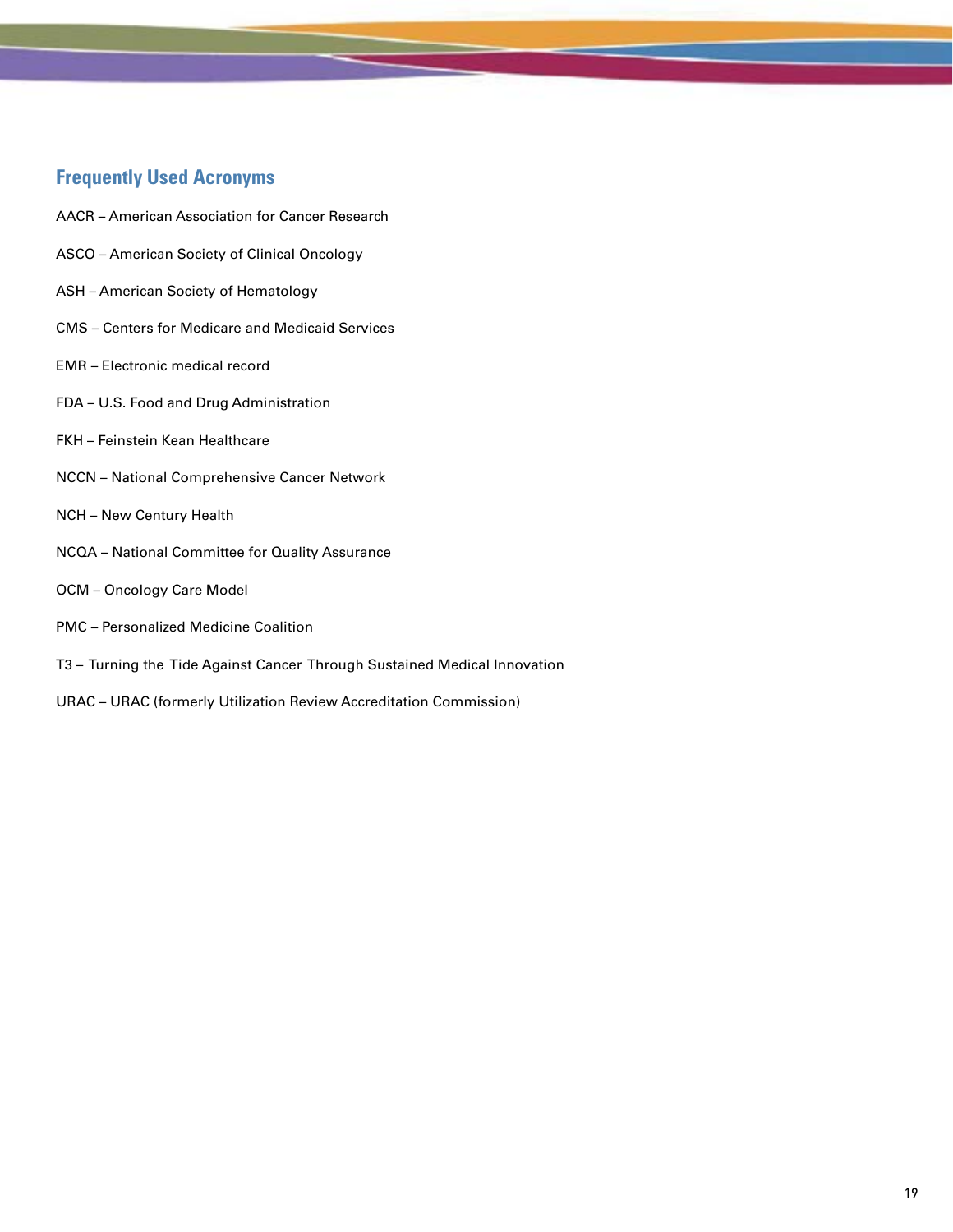## Frequently Used Acronyms

AACR – American Association for Cancer Research

ASCO – American Society of Clinical Oncology

ASH – American Society of Hematology

CMS – Centers for Medicare and Medicaid Services

EMR – Electronic medical record

FDA – U.S. Food and Drug Administration

FKH – Feinstein Kean Healthcare

NCCN – National Comprehensive Cancer Network

NCH – New Century Health

NCQA – National Committee for Quality Assurance

OCM – Oncology Care Model

PMC – Personalized Medicine Coalition

T3 – Turning the Tide Against Cancer Through Sustained Medical Innovation

URAC – URAC (formerly Utilization Review Accreditation Commission)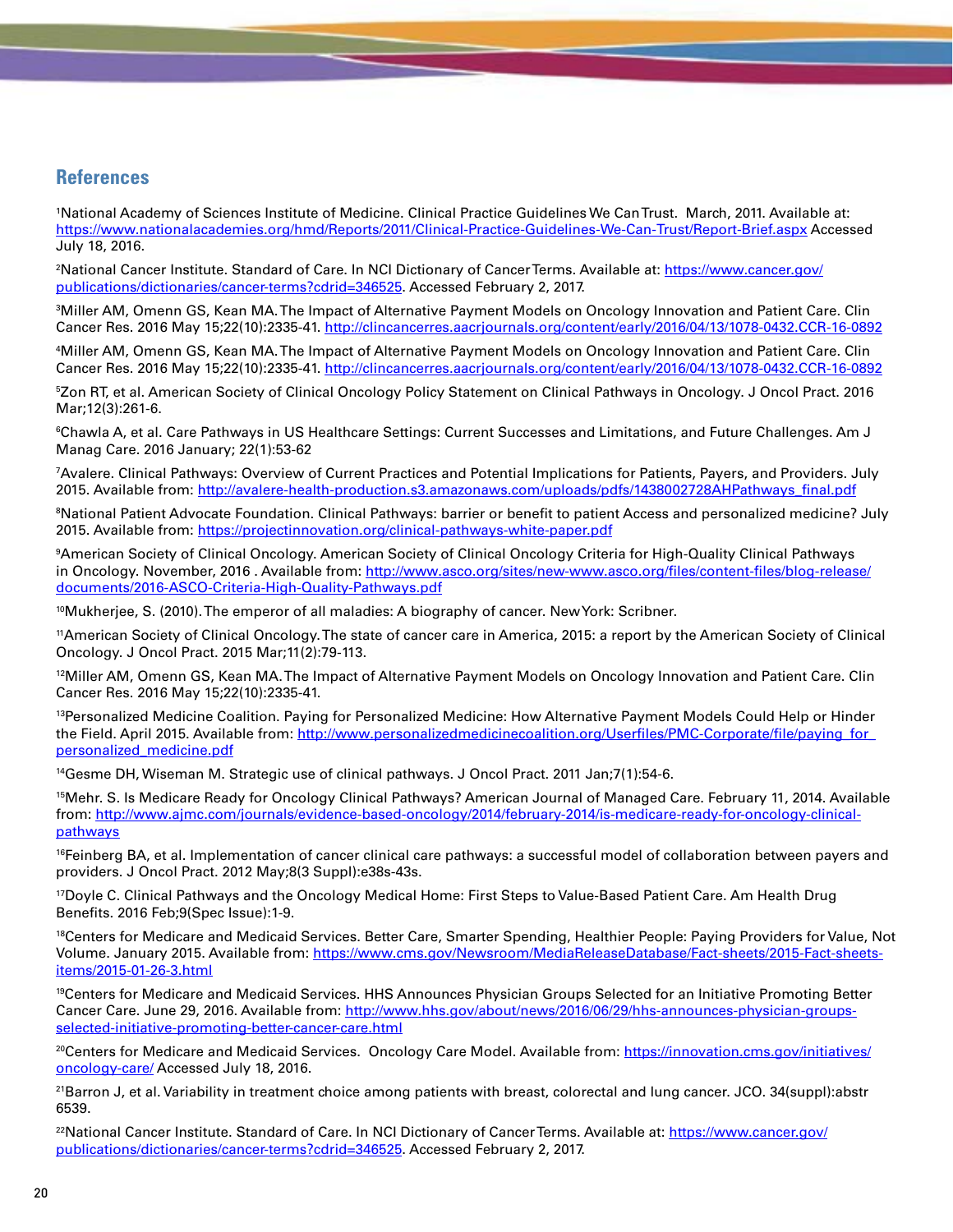## References

[1]National Academy of Sciences Institute of Medicine. Clinical Practice Guidelines We Can Trust. March, 2011. Available at: https://www.nationalacademies.org/hmd/Reports/2011/Clinical-Practice-Guidelines-We-Can-Trust/Report-Brief.aspx Accessed July 18, 2016.

[2]National Cancer Institute. Standard of Care. In NCI Dictionary of Cancer Terms. Available at: https://www.cancer.gov/publications/dictionaries/cancer-terms?cdrid=346525. Accessed February 2, 2017.

[3]Miller AM, Omenn GS, Kean MA. The Impact of Alternative Payment Models on Oncology Innovation and Patient Care. Clin Cancer Res. 2016 May 15;22(10):2335-41. http://clincancerres.aacrjournals.org/content/early/2016/04/13/1078-0432.CCR-16-0892

[4]Miller AM, Omenn GS, Kean MA. The Impact of Alternative Payment Models on Oncology Innovation and Patient Care. Clin Cancer Res. 2016 May 15;22(10):2335-41. http://clincancerres.aacrjournals.org/content/early/2016/04/13/1078-0432.CCR-16-0892

[5]Zon RT, et al. American Society of Clinical Oncology Policy Statement on Clinical Pathways in Oncology. J Oncol Pract. 2016 Mar;12(3):261-6.

[6]Chawla A, et al. Care Pathways in US Healthcare Settings: Current Successes and Limitations, and Future Challenges. Am J Manag Care. 2016 January; 22(1):53-62

[7]Avalere. Clinical Pathways: Overview of Current Practices and Potential Implications for Patients, Payers, and Providers. July 2015. Available from: http://avalere-health-production.s3.amazonaws.com/uploads/pdfs/1438002728AHPathways_final.pdf

[8]National Patient Advocate Foundation. Clinical Pathways: barrier or benefit to patient Access and personalized medicine? July 2015. Available from: https://projectinnovation.org/clinical-pathways-white-paper.pdf

[9]American Society of Clinical Oncology. American Society of Clinical Oncology Criteria for High-Quality Clinical Pathways in Oncology. November, 2016 . Available from: http://www.asco.org/sites/new-www.asco.org/files/content-files/blog-release/documents/2016-ASCO-Criteria-High-Quality-Pathways.pdf

[10]Mukherjee, S. (2010). The emperor of all maladies: A biography of cancer. New York: Scribner.

[11]American Society of Clinical Oncology. The state of cancer care in America, 2015: a report by the American Society of Clinical Oncology. J Oncol Pract. 2015 Mar;11(2):79-113.

[12]Miller AM, Omenn GS, Kean MA. The Impact of Alternative Payment Models on Oncology Innovation and Patient Care. Clin Cancer Res. 2016 May 15;22(10):2335-41.

[13]Personalized Medicine Coalition. Paying for Personalized Medicine: How Alternative Payment Models Could Help or Hinder the Field. April 2015. Available from: http://www.personalizedmedicinecoalition.org/Userfiles/PMC-Corporate/file/paying_for_personalized_medicine.pdf

[14]Gesme DH, Wiseman M. Strategic use of clinical pathways. J Oncol Pract. 2011 Jan;7(1):54-6.

[15]Mehr. S. Is Medicare Ready for Oncology Clinical Pathways? American Journal of Managed Care. February 11, 2014. Available from: http://www.ajmc.com/journals/evidence-based-oncology/2014/february-2014/is-medicare-ready-for-oncology-clinical-pathways

[16]Feinberg BA, et al. Implementation of cancer clinical care pathways: a successful model of collaboration between payers and providers. J Oncol Pract. 2012 May;8(3 Suppl):e38s-43s.

[17]Doyle C. Clinical Pathways and the Oncology Medical Home: First Steps to Value-Based Patient Care. Am Health Drug Benefits. 2016 Feb;9(Spec Issue):1-9.

[18]Centers for Medicare and Medicaid Services. Better Care, Smarter Spending, Healthier People: Paying Providers for Value, Not Volume. January 2015. Available from: https://www.cms.gov/Newsroom/MediaReleaseDatabase/Fact-sheets/2015-Fact-sheets-items/2015-01-26-3.html

[19]Centers for Medicare and Medicaid Services. HHS Announces Physician Groups Selected for an Initiative Promoting Better Cancer Care. June 29, 2016. Available from: http://www.hhs.gov/about/news/2016/06/29/hhs-announces-physician-groups-selected-initiative-promoting-better-cancer-care.html

[20]Centers for Medicare and Medicaid Services. Oncology Care Model. Available from: https://innovation.cms.gov/initiatives/oncology-care/ Accessed July 18, 2016.

[21]Barron J, et al. Variability in treatment choice among patients with breast, colorectal and lung cancer. JCO. 34(suppl):abstr 6539.

[22]National Cancer Institute. Standard of Care. In NCI Dictionary of Cancer Terms. Available at: https://www.cancer.gov/publications/dictionaries/cancer-terms?cdrid=346525. Accessed February 2, 2017.